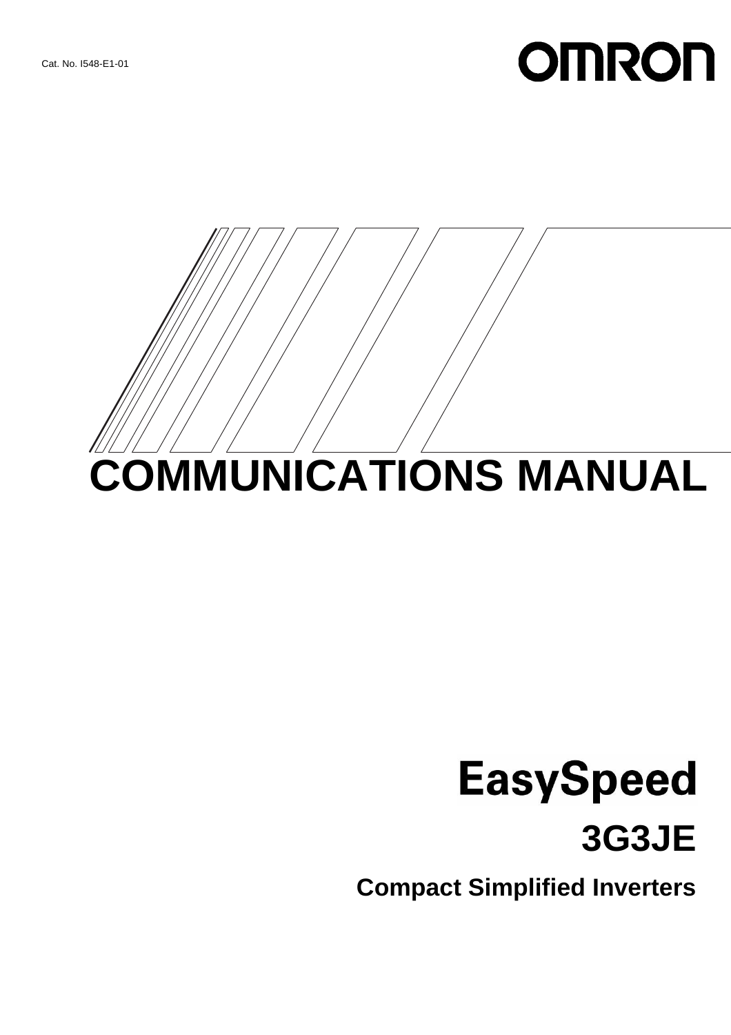Cat. No. I548-E1-01

OMRON

# COMMUNICATIONS MANUAL

## EasySpeed

## 3G3JE

### Compact Simplified Inverters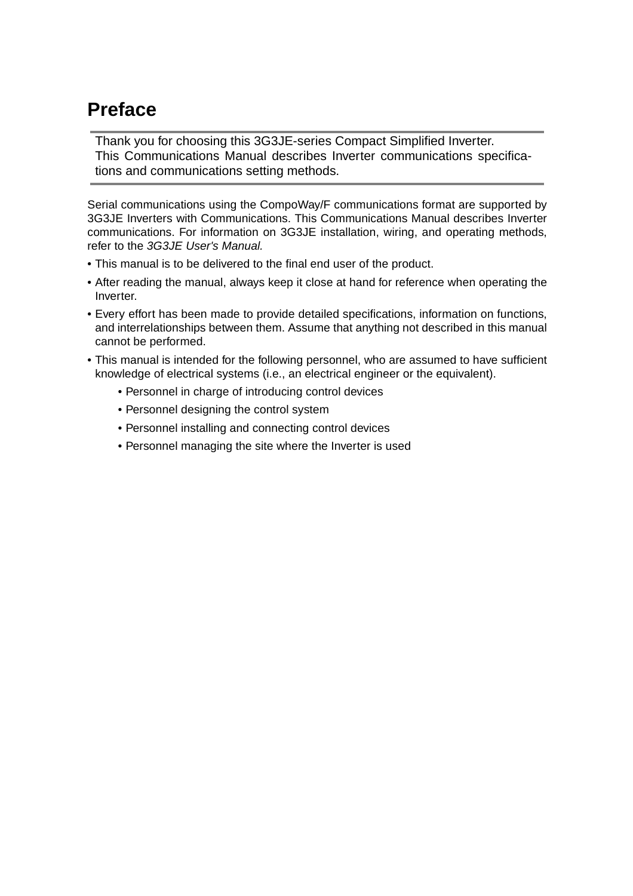# Preface

Thank you for choosing this 3G3JE-series Compact Simplified Inverter.
This Communications Manual describes Inverter communications specifications and communications setting methods.

Serial communications using the CompoWay/F communications format are supported by 3G3JE Inverters with Communications. This Communications Manual describes Inverter communications. For information on 3G3JE installation, wiring, and operating methods, refer to the *3G3JE User's Manual.*

- This manual is to be delivered to the final end user of the product.
- After reading the manual, always keep it close at hand for reference when operating the Inverter.
- Every effort has been made to provide detailed specifications, information on functions, and interrelationships between them. Assume that anything not described in this manual cannot be performed.
- This manual is intended for the following personnel, who are assumed to have sufficient knowledge of electrical systems (i.e., an electrical engineer or the equivalent).
    - Personnel in charge of introducing control devices
    - Personnel designing the control system
    - Personnel installing and connecting control devices
    - Personnel managing the site where the Inverter is used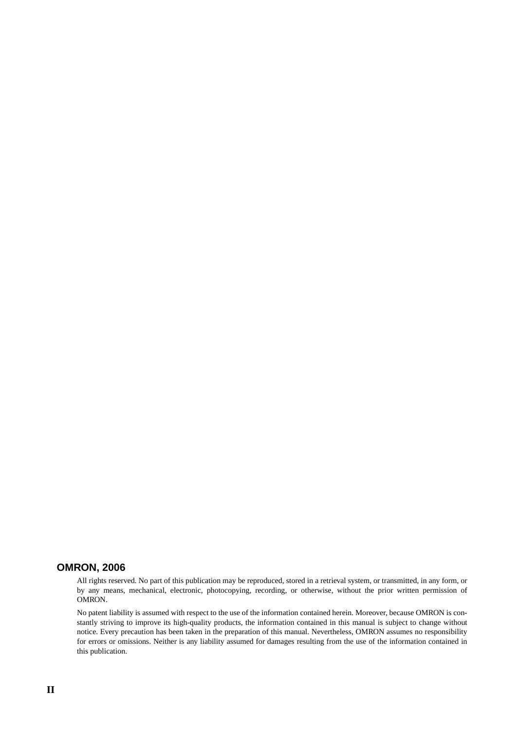## OMRON, 2006

All rights reserved. No part of this publication may be reproduced, stored in a retrieval system, or transmitted, in any form, or by any means, mechanical, electronic, photocopying, recording, or otherwise, without the prior written permission of OMRON.

No patent liability is assumed with respect to the use of the information contained herein. Moreover, because OMRON is constantly striving to improve its high-quality products, the information contained in this manual is subject to change without notice. Every precaution has been taken in the preparation of this manual. Nevertheless, OMRON assumes no responsibility for errors or omissions. Neither is any liability assumed for damages resulting from the use of the information contained in this publication.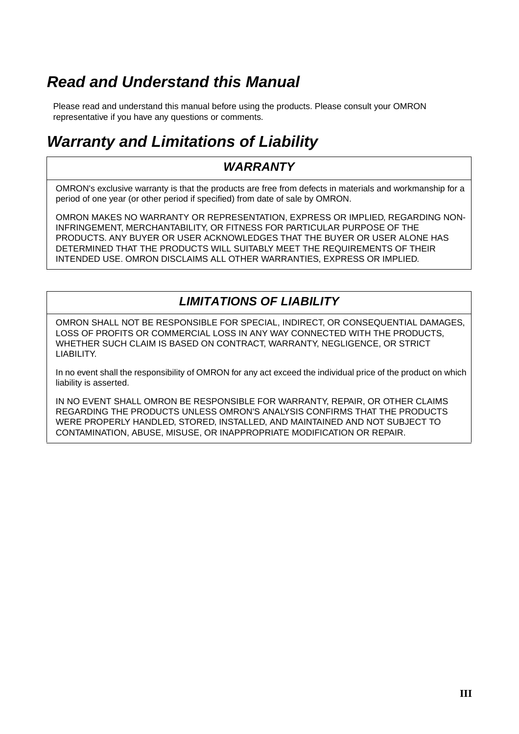# *Read and Understand this Manual*

Please read and understand this manual before using the products. Please consult your OMRON representative if you have any questions or comments.

# *Warranty and Limitations of Liability*

## *WARRANTY*

OMRON's exclusive warranty is that the products are free from defects in materials and workmanship for a period of one year (or other period if specified) from date of sale by OMRON.

OMRON MAKES NO WARRANTY OR REPRESENTATION, EXPRESS OR IMPLIED, REGARDING NON-INFRINGEMENT, MERCHANTABILITY, OR FITNESS FOR PARTICULAR PURPOSE OF THE PRODUCTS. ANY BUYER OR USER ACKNOWLEDGES THAT THE BUYER OR USER ALONE HAS DETERMINED THAT THE PRODUCTS WILL SUITABLY MEET THE REQUIREMENTS OF THEIR INTENDED USE. OMRON DISCLAIMS ALL OTHER WARRANTIES, EXPRESS OR IMPLIED.

## *LIMITATIONS OF LIABILITY*

OMRON SHALL NOT BE RESPONSIBLE FOR SPECIAL, INDIRECT, OR CONSEQUENTIAL DAMAGES, LOSS OF PROFITS OR COMMERCIAL LOSS IN ANY WAY CONNECTED WITH THE PRODUCTS, WHETHER SUCH CLAIM IS BASED ON CONTRACT, WARRANTY, NEGLIGENCE, OR STRICT LIABILITY.

In no event shall the responsibility of OMRON for any act exceed the individual price of the product on which liability is asserted.

IN NO EVENT SHALL OMRON BE RESPONSIBLE FOR WARRANTY, REPAIR, OR OTHER CLAIMS REGARDING THE PRODUCTS UNLESS OMRON'S ANALYSIS CONFIRMS THAT THE PRODUCTS WERE PROPERLY HANDLED, STORED, INSTALLED, AND MAINTAINED AND NOT SUBJECT TO CONTAMINATION, ABUSE, MISUSE, OR INAPPROPRIATE MODIFICATION OR REPAIR.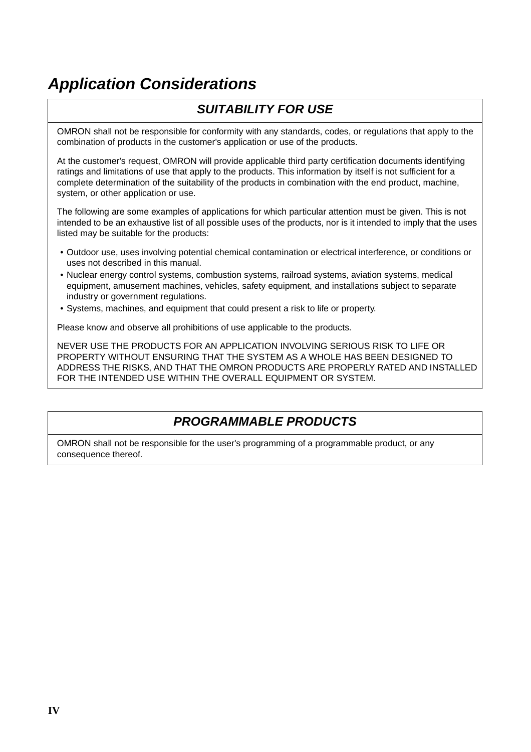# *Application Considerations*

## *SUITABILITY FOR USE*

OMRON shall not be responsible for conformity with any standards, codes, or regulations that apply to the combination of products in the customer's application or use of the products.

At the customer's request, OMRON will provide applicable third party certification documents identifying ratings and limitations of use that apply to the products. This information by itself is not sufficient for a complete determination of the suitability of the products in combination with the end product, machine, system, or other application or use.

The following are some examples of applications for which particular attention must be given. This is not intended to be an exhaustive list of all possible uses of the products, nor is it intended to imply that the uses listed may be suitable for the products:

- Outdoor use, uses involving potential chemical contamination or electrical interference, or conditions or uses not described in this manual.
- Nuclear energy control systems, combustion systems, railroad systems, aviation systems, medical equipment, amusement machines, vehicles, safety equipment, and installations subject to separate industry or government regulations.
- Systems, machines, and equipment that could present a risk to life or property.

Please know and observe all prohibitions of use applicable to the products.

NEVER USE THE PRODUCTS FOR AN APPLICATION INVOLVING SERIOUS RISK TO LIFE OR PROPERTY WITHOUT ENSURING THAT THE SYSTEM AS A WHOLE HAS BEEN DESIGNED TO ADDRESS THE RISKS, AND THAT THE OMRON PRODUCTS ARE PROPERLY RATED AND INSTALLED FOR THE INTENDED USE WITHIN THE OVERALL EQUIPMENT OR SYSTEM.

## *PROGRAMMABLE PRODUCTS*

OMRON shall not be responsible for the user's programming of a programmable product, or any consequence thereof.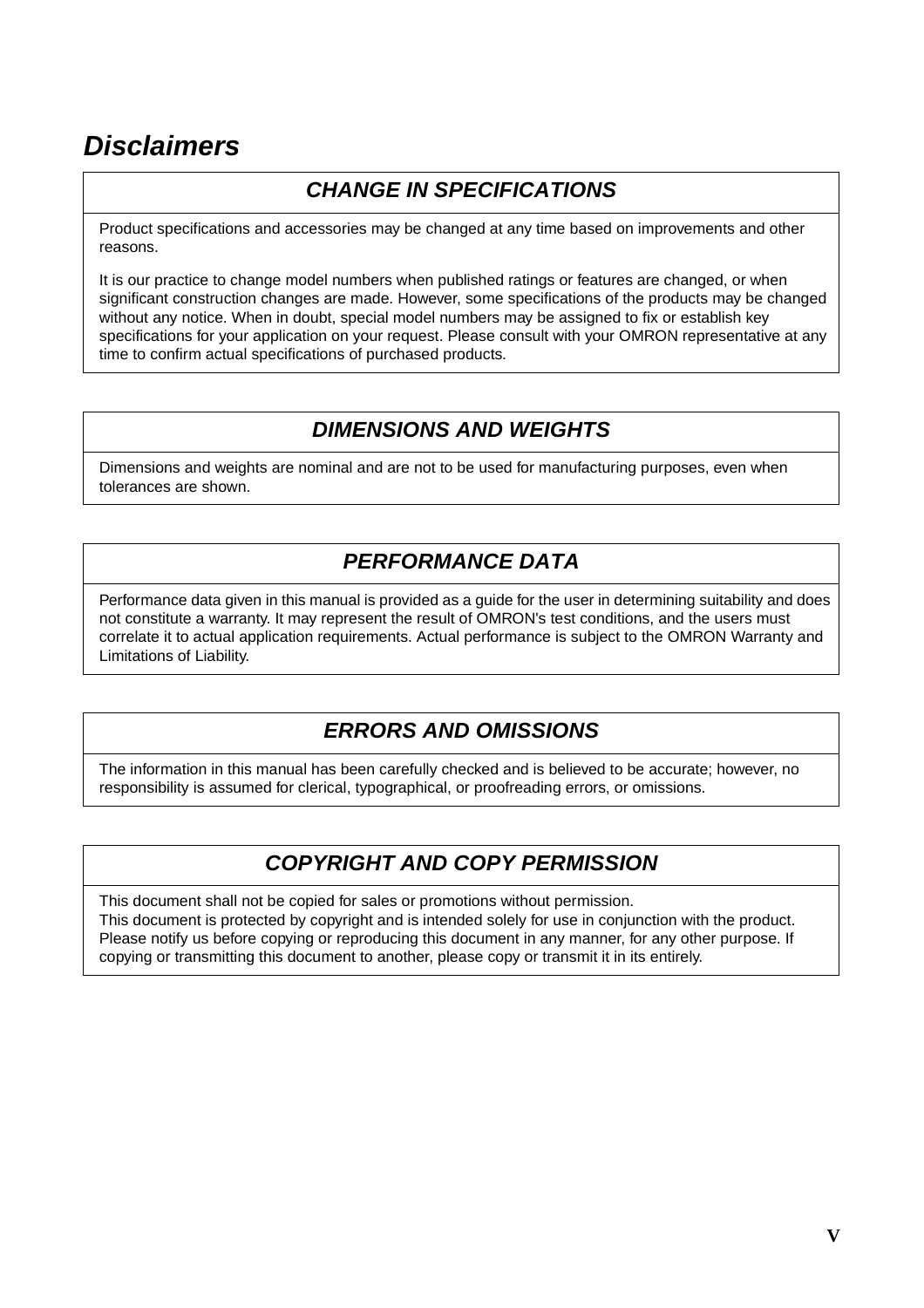# Disclaimers

## CHANGE IN SPECIFICATIONS

Product specifications and accessories may be changed at any time based on improvements and other reasons.

It is our practice to change model numbers when published ratings or features are changed, or when significant construction changes are made. However, some specifications of the products may be changed without any notice. When in doubt, special model numbers may be assigned to fix or establish key specifications for your application on your request. Please consult with your OMRON representative at any time to confirm actual specifications of purchased products.

## DIMENSIONS AND WEIGHTS

Dimensions and weights are nominal and are not to be used for manufacturing purposes, even when tolerances are shown.

## PERFORMANCE DATA

Performance data given in this manual is provided as a guide for the user in determining suitability and does not constitute a warranty. It may represent the result of OMRON's test conditions, and the users must correlate it to actual application requirements. Actual performance is subject to the OMRON Warranty and Limitations of Liability.

## ERRORS AND OMISSIONS

The information in this manual has been carefully checked and is believed to be accurate; however, no responsibility is assumed for clerical, typographical, or proofreading errors, or omissions.

## COPYRIGHT AND COPY PERMISSION

This document shall not be copied for sales or promotions without permission.
This document is protected by copyright and is intended solely for use in conjunction with the product. Please notify us before copying or reproducing this document in any manner, for any other purpose. If copying or transmitting this document to another, please copy or transmit it in its entirely.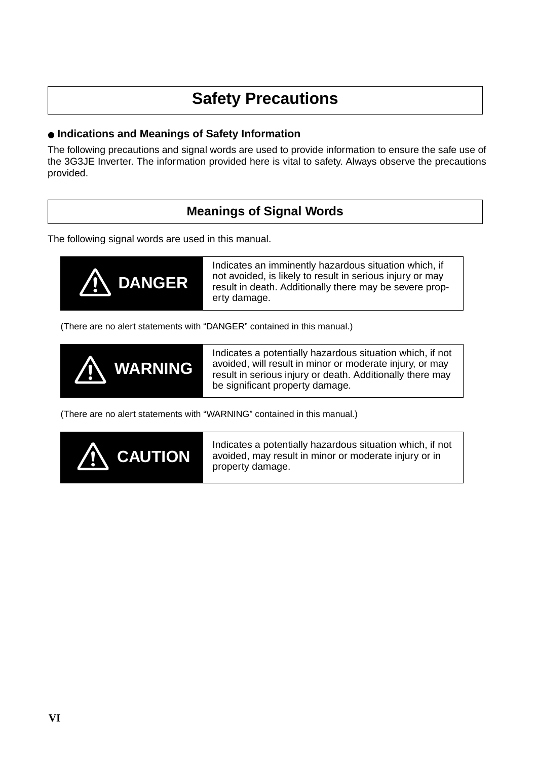# Safety Precautions

● **Indications and Meanings of Safety Information**

The following precautions and signal words are used to provide information to ensure the safe use of the 3G3JE Inverter. The information provided here is vital to safety. Always observe the precautions provided.

## Meanings of Signal Words

The following signal words are used in this manual.

| | |
|---|---|
| ⚠ **DANGER** | Indicates an imminently hazardous situation which, if not avoided, is likely to result in serious injury or may result in death. Additionally there may be severe property damage. |

(There are no alert statements with “DANGER” contained in this manual.)

| | |
|---|---|
| ⚠ **WARNING** | Indicates a potentially hazardous situation which, if not avoided, will result in minor or moderate injury, or may result in serious injury or death. Additionally there may be significant property damage. |

(There are no alert statements with “WARNING” contained in this manual.)

| | |
|---|---|
| ⚠ **CAUTION** | Indicates a potentially hazardous situation which, if not avoided, may result in minor or moderate injury or in property damage. |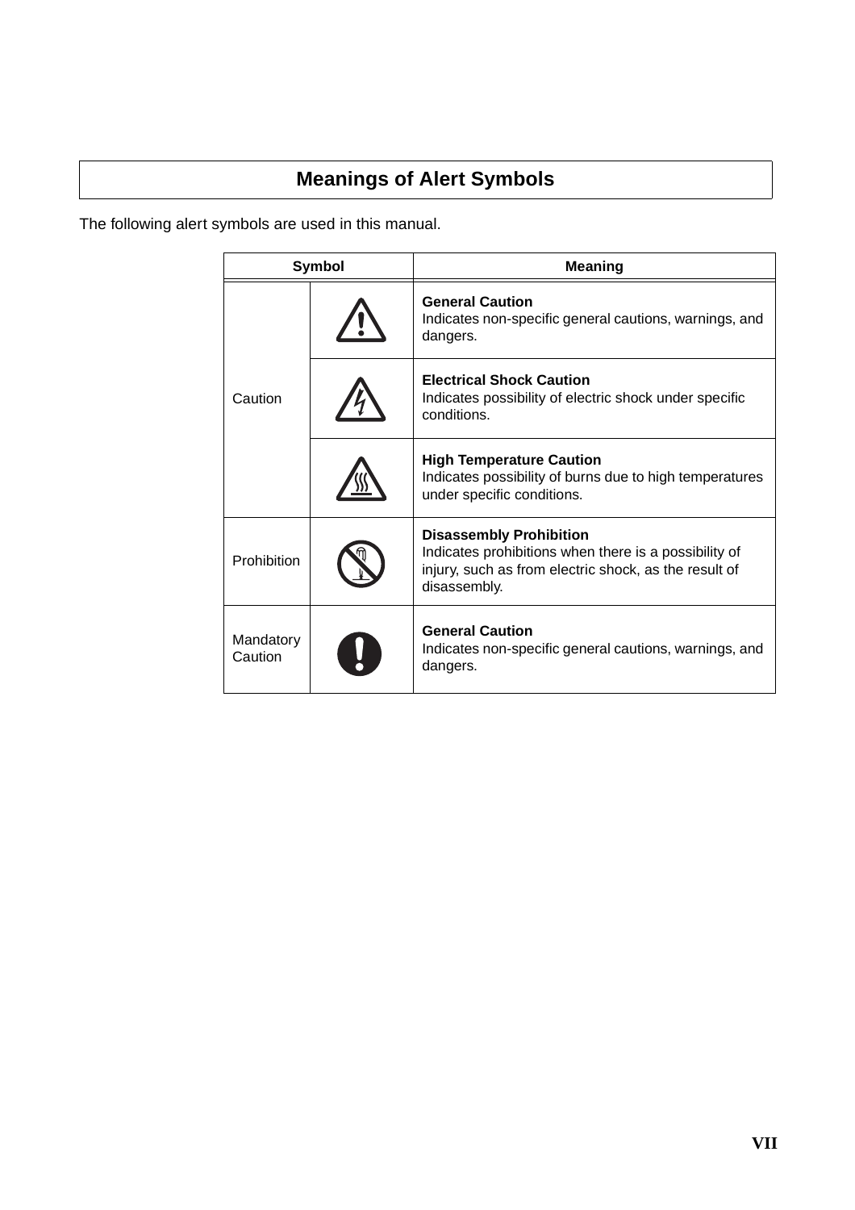## Meanings of Alert Symbols

The following alert symbols are used in this manual.

| Symbol | | Meaning |
|---|---|---|
| Caution | | **General Caution**<br>Indicates non-specific general cautions, warnings, and dangers. |
| | | **Electrical Shock Caution**<br>Indicates possibility of electric shock under specific conditions. |
| | | **High Temperature Caution**<br>Indicates possibility of burns due to high temperatures under specific conditions. |
| Prohibition | | **Disassembly Prohibition**<br>Indicates prohibitions when there is a possibility of injury, such as from electric shock, as the result of disassembly. |
| Mandatory Caution | | **General Caution**<br>Indicates non-specific general cautions, warnings, and dangers. |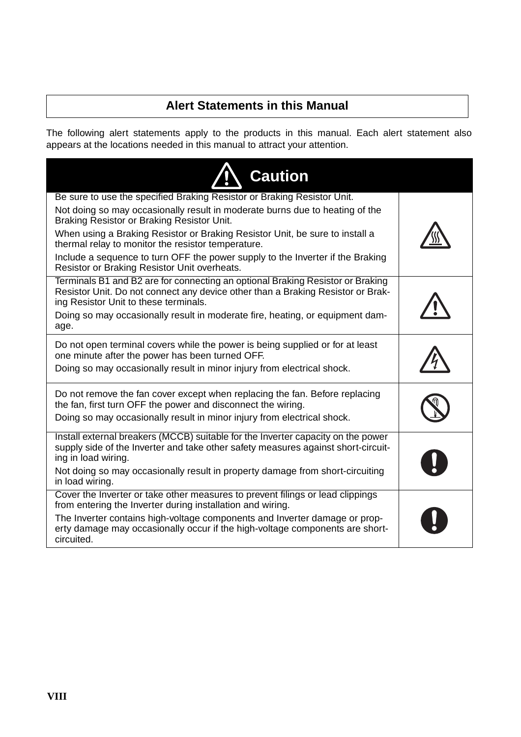## Alert Statements in this Manual

The following alert statements apply to the products in this manual. Each alert statement also appears at the locations needed in this manual to attract your attention.

| ⚠ Caution | |
|---|---|
| Be sure to use the specified Braking Resistor or Braking Resistor Unit.<br>Not doing so may occasionally result in moderate burns due to heating of the Braking Resistor or Braking Resistor Unit.<br>When using a Braking Resistor or Braking Resistor Unit, be sure to install a thermal relay to monitor the resistor temperature.<br>Include a sequence to turn OFF the power supply to the Inverter if the Braking Resistor or Braking Resistor Unit overheats. | |
| Terminals B1 and B2 are for connecting an optional Braking Resistor or Braking Resistor Unit. Do not connect any device other than a Braking Resistor or Braking Resistor Unit to these terminals.<br>Doing so may occasionally result in moderate fire, heating, or equipment damage. | |
| Do not open terminal covers while the power is being supplied or for at least one minute after the power has been turned OFF.<br>Doing so may occasionally result in minor injury from electrical shock. | |
| Do not remove the fan cover except when replacing the fan. Before replacing the fan, first turn OFF the power and disconnect the wiring.<br>Doing so may occasionally result in minor injury from electrical shock. | |
| Install external breakers (MCCB) suitable for the Inverter capacity on the power supply side of the Inverter and take other safety measures against short-circuiting in load wiring.<br>Not doing so may occasionally result in property damage from short-circuiting in load wiring. | |
| Cover the Inverter or take other measures to prevent filings or lead clippings from entering the Inverter during installation and wiring.<br>The Inverter contains high-voltage components and Inverter damage or property damage may occasionally occur if the high-voltage components are short-circuited. | |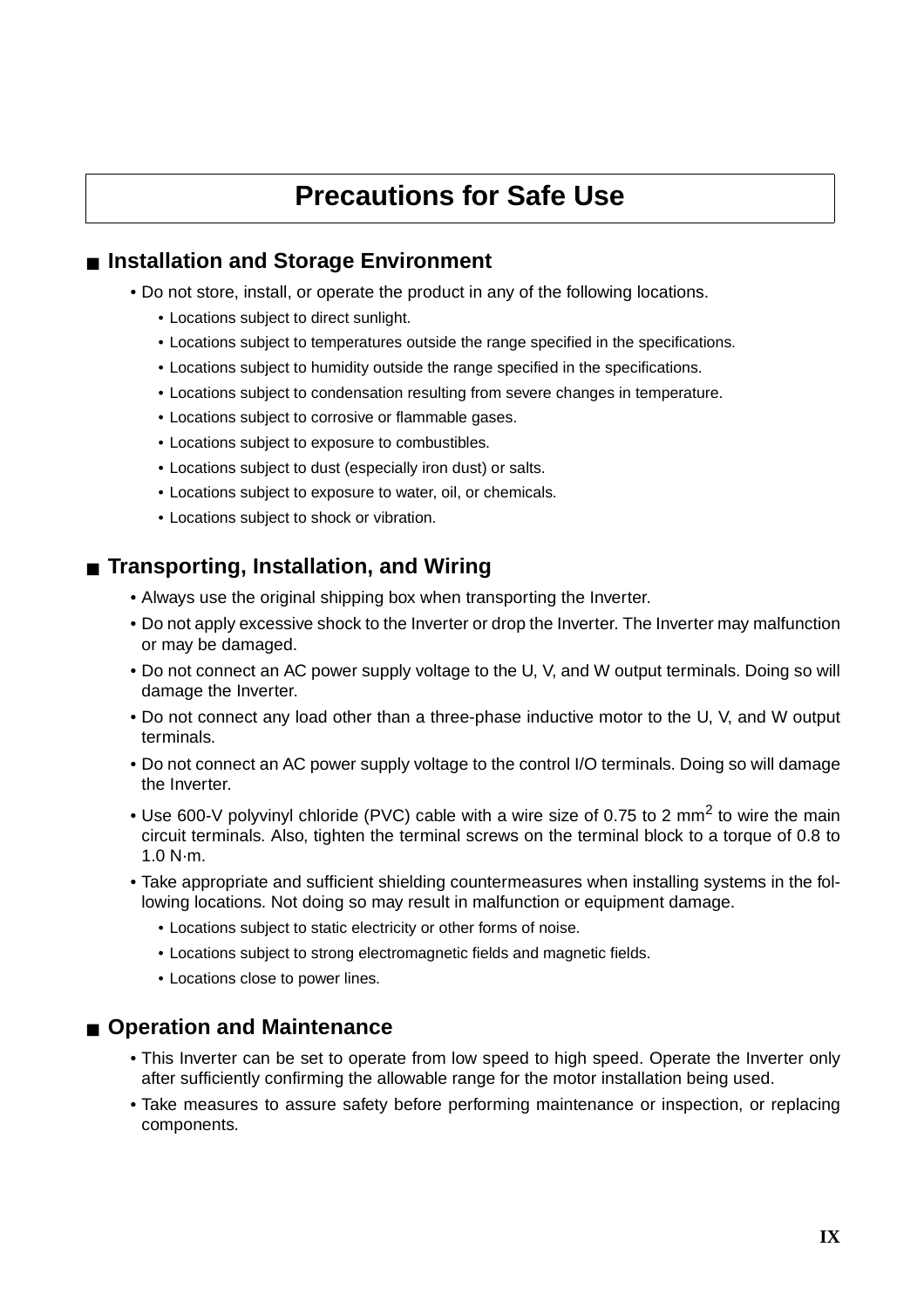# Precautions for Safe Use

## ■ Installation and Storage Environment

- Do not store, install, or operate the product in any of the following locations.
  - Locations subject to direct sunlight.
  - Locations subject to temperatures outside the range specified in the specifications.
  - Locations subject to humidity outside the range specified in the specifications.
  - Locations subject to condensation resulting from severe changes in temperature.
  - Locations subject to corrosive or flammable gases.
  - Locations subject to exposure to combustibles.
  - Locations subject to dust (especially iron dust) or salts.
  - Locations subject to exposure to water, oil, or chemicals.
  - Locations subject to shock or vibration.

## ■ Transporting, Installation, and Wiring

- Always use the original shipping box when transporting the Inverter.
- Do not apply excessive shock to the Inverter or drop the Inverter. The Inverter may malfunction or may be damaged.
- Do not connect an AC power supply voltage to the U, V, and W output terminals. Doing so will damage the Inverter.
- Do not connect any load other than a three-phase inductive motor to the U, V, and W output terminals.
- Do not connect an AC power supply voltage to the control I/O terminals. Doing so will damage the Inverter.
- Use 600-V polyvinyl chloride (PVC) cable with a wire size of 0.75 to 2 $mm^2$ to wire the main circuit terminals. Also, tighten the terminal screws on the terminal block to a torque of 0.8 to 1.0 N·m.
- Take appropriate and sufficient shielding countermeasures when installing systems in the following locations. Not doing so may result in malfunction or equipment damage.
  - Locations subject to static electricity or other forms of noise.
  - Locations subject to strong electromagnetic fields and magnetic fields.
  - Locations close to power lines.

## ■ Operation and Maintenance

- This Inverter can be set to operate from low speed to high speed. Operate the Inverter only after sufficiently confirming the allowable range for the motor installation being used.
- Take measures to assure safety before performing maintenance or inspection, or replacing components.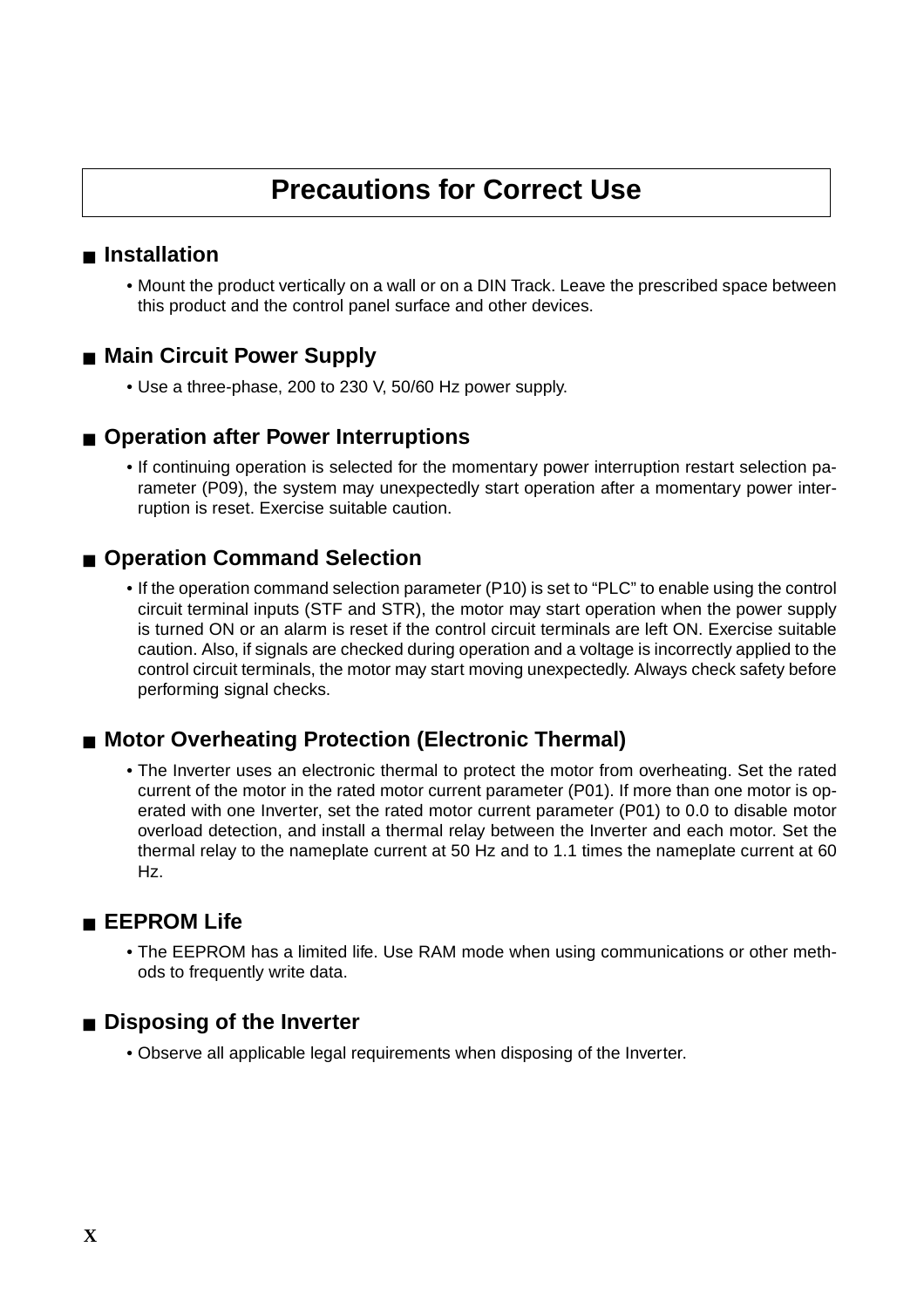# Precautions for Correct Use

## ■ Installation

- Mount the product vertically on a wall or on a DIN Track. Leave the prescribed space between this product and the control panel surface and other devices.

## ■ Main Circuit Power Supply

- Use a three-phase, 200 to 230 V, 50/60 Hz power supply.

## ■ Operation after Power Interruptions

- If continuing operation is selected for the momentary power interruption restart selection parameter (P09), the system may unexpectedly start operation after a momentary power interruption is reset. Exercise suitable caution.

## ■ Operation Command Selection

- If the operation command selection parameter (P10) is set to “PLC” to enable using the control circuit terminal inputs (STF and STR), the motor may start operation when the power supply is turned ON or an alarm is reset if the control circuit terminals are left ON. Exercise suitable caution. Also, if signals are checked during operation and a voltage is incorrectly applied to the control circuit terminals, the motor may start moving unexpectedly. Always check safety before performing signal checks.

## ■ Motor Overheating Protection (Electronic Thermal)

- The Inverter uses an electronic thermal to protect the motor from overheating. Set the rated current of the motor in the rated motor current parameter (P01). If more than one motor is operated with one Inverter, set the rated motor current parameter (P01) to 0.0 to disable motor overload detection, and install a thermal relay between the Inverter and each motor. Set the thermal relay to the nameplate current at 50 Hz and to 1.1 times the nameplate current at 60 Hz.

## ■ EEPROM Life

- The EEPROM has a limited life. Use RAM mode when using communications or other methods to frequently write data.

## ■ Disposing of the Inverter

- Observe all applicable legal requirements when disposing of the Inverter.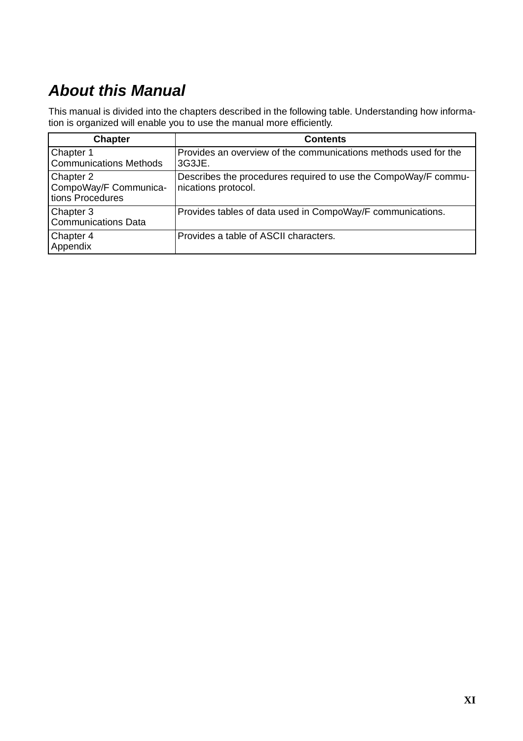# About this Manual

This manual is divided into the chapters described in the following table. Understanding how information is organized will enable you to use the manual more efficiently.

| Chapter | Contents |
|---|---|
| Chapter 1 Communications Methods | Provides an overview of the communications methods used for the 3G3JE. |
| Chapter 2 CompoWay/F Communications Procedures | Describes the procedures required to use the CompoWay/F communications protocol. |
| Chapter 3 Communications Data | Provides tables of data used in CompoWay/F communications. |
| Chapter 4 Appendix | Provides a table of ASCII characters. |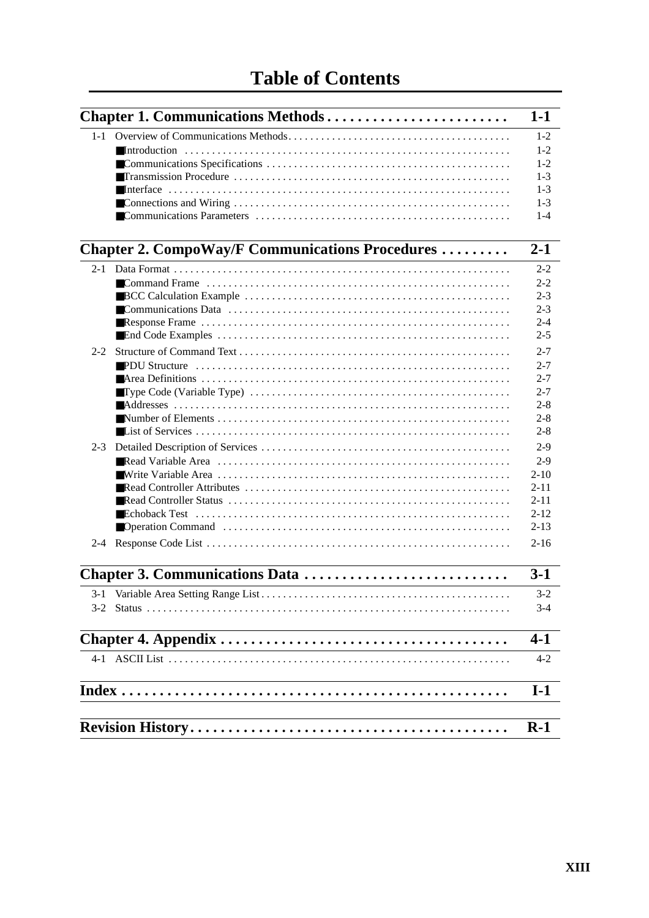# Table of Contents

**Chapter 1. Communications Methods . . . . . . . . . . . . . . . . . . . . . . . . 1-1**

1-1 Overview of Communications Methods . . . . . . . . . . . . . . . . . . . . . . . . . . . . . . . . . . . . . . . . 1-2
- ■Introduction . . . . . . . . . . . . . . . . . . . . . . . . . . . . . . . . . . . . . . . . . . . . 1-2
- ■Communications Specifications . . . . . . . . . . . . . . . . . . . . . . . . . . . . . . . . . . . . 1-2
- ■Transmission Procedure . . . . . . . . . . . . . . . . . . . . . . . . . . . . . . . . . . . . . . . 1-3
- ■Interface . . . . . . . . . . . . . . . . . . . . . . . . . . . . . . . . . . . . . . . . . . . . . . 1-3
- ■Connections and Wiring . . . . . . . . . . . . . . . . . . . . . . . . . . . . . . . . . . . . . . 1-3
- ■Communications Parameters . . . . . . . . . . . . . . . . . . . . . . . . . . . . . . . . . . . . 1-4

**Chapter 2. CompoWay/F Communications Procedures . . . . . . . . . 2-1**

2-1 Data Format . . . . . . . . . . . . . . . . . . . . . . . . . . . . . . . . . . . . . . . . . . . . . . . . . 2-2
- ■Command Frame . . . . . . . . . . . . . . . . . . . . . . . . . . . . . . . . . . . . . . . . . . 2-2
- ■BCC Calculation Example . . . . . . . . . . . . . . . . . . . . . . . . . . . . . . . . . . . . . 2-3
- ■Communications Data . . . . . . . . . . . . . . . . . . . . . . . . . . . . . . . . . . . . . . . . 2-3
- ■Response Frame . . . . . . . . . . . . . . . . . . . . . . . . . . . . . . . . . . . . . . . . . . 2-4
- ■End Code Examples . . . . . . . . . . . . . . . . . . . . . . . . . . . . . . . . . . . . . . . . 2-5

2-2 Structure of Command Text . . . . . . . . . . . . . . . . . . . . . . . . . . . . . . . . . . . . . . . 2-7
- ■PDU Structure . . . . . . . . . . . . . . . . . . . . . . . . . . . . . . . . . . . . . . . . . . . 2-7
- ■Area Definitions . . . . . . . . . . . . . . . . . . . . . . . . . . . . . . . . . . . . . . . . . . 2-7
- ■Type Code (Variable Type) . . . . . . . . . . . . . . . . . . . . . . . . . . . . . . . . . . . . 2-7
- ■Addresses . . . . . . . . . . . . . . . . . . . . . . . . . . . . . . . . . . . . . . . . . . . . . 2-8
- ■Number of Elements . . . . . . . . . . . . . . . . . . . . . . . . . . . . . . . . . . . . . . . . 2-8
- ■List of Services . . . . . . . . . . . . . . . . . . . . . . . . . . . . . . . . . . . . . . . . . . 2-8

2-3 Detailed Description of Services . . . . . . . . . . . . . . . . . . . . . . . . . . . . . . . . . . . . 2-9
- ■Read Variable Area . . . . . . . . . . . . . . . . . . . . . . . . . . . . . . . . . . . . . . . . 2-9
- ■Write Variable Area . . . . . . . . . . . . . . . . . . . . . . . . . . . . . . . . . . . . . . . . 2-10
- ■Read Controller Attributes . . . . . . . . . . . . . . . . . . . . . . . . . . . . . . . . . . . . 2-11
- ■Read Controller Status . . . . . . . . . . . . . . . . . . . . . . . . . . . . . . . . . . . . . . 2-11
- ■Echoback Test . . . . . . . . . . . . . . . . . . . . . . . . . . . . . . . . . . . . . . . . . . . 2-12
- ■Operation Command . . . . . . . . . . . . . . . . . . . . . . . . . . . . . . . . . . . . . . . . 2-13

2-4 Response Code List . . . . . . . . . . . . . . . . . . . . . . . . . . . . . . . . . . . . . . . . . . . 2-16

**Chapter 3. Communications Data . . . . . . . . . . . . . . . . . . . . . . . . . . 3-1**

3-1 Variable Area Setting Range List . . . . . . . . . . . . . . . . . . . . . . . . . . . . . . . . . . . . 3-2

3-2 Status . . . . . . . . . . . . . . . . . . . . . . . . . . . . . . . . . . . . . . . . . . . . . . . . . . . 3-4

**Chapter 4. Appendix . . . . . . . . . . . . . . . . . . . . . . . . . . . . . . . . . . . . . 4-1**

4-1 ASCII List . . . . . . . . . . . . . . . . . . . . . . . . . . . . . . . . . . . . . . . . . . . . . . . . . 4-2

**Index . . . . . . . . . . . . . . . . . . . . . . . . . . . . . . . . . . . . . . . . . . . . . . . . . . I-1**

**Revision History . . . . . . . . . . . . . . . . . . . . . . . . . . . . . . . . . . . . . . . . . R-1**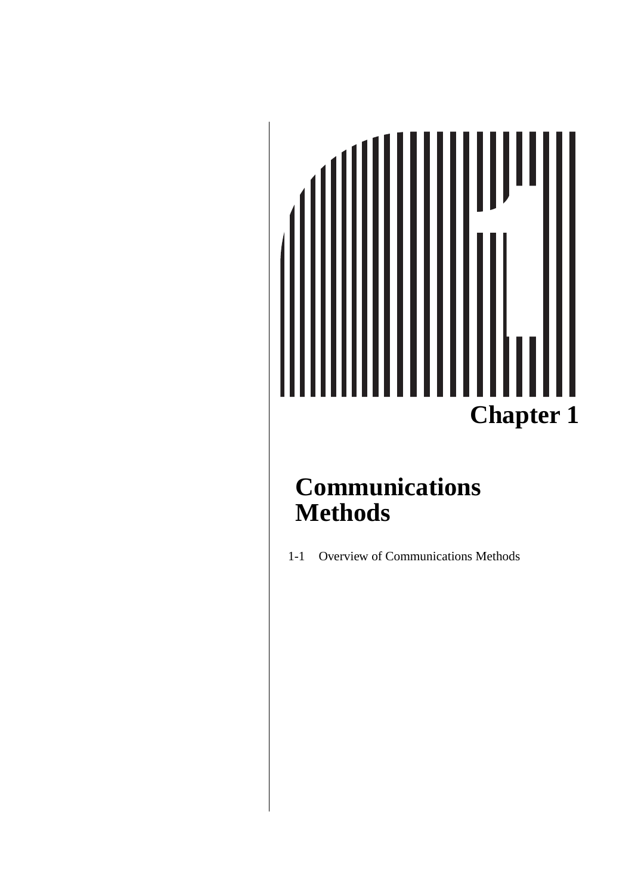# Chapter 1

## Communications Methods

1-1 Overview of Communications Methods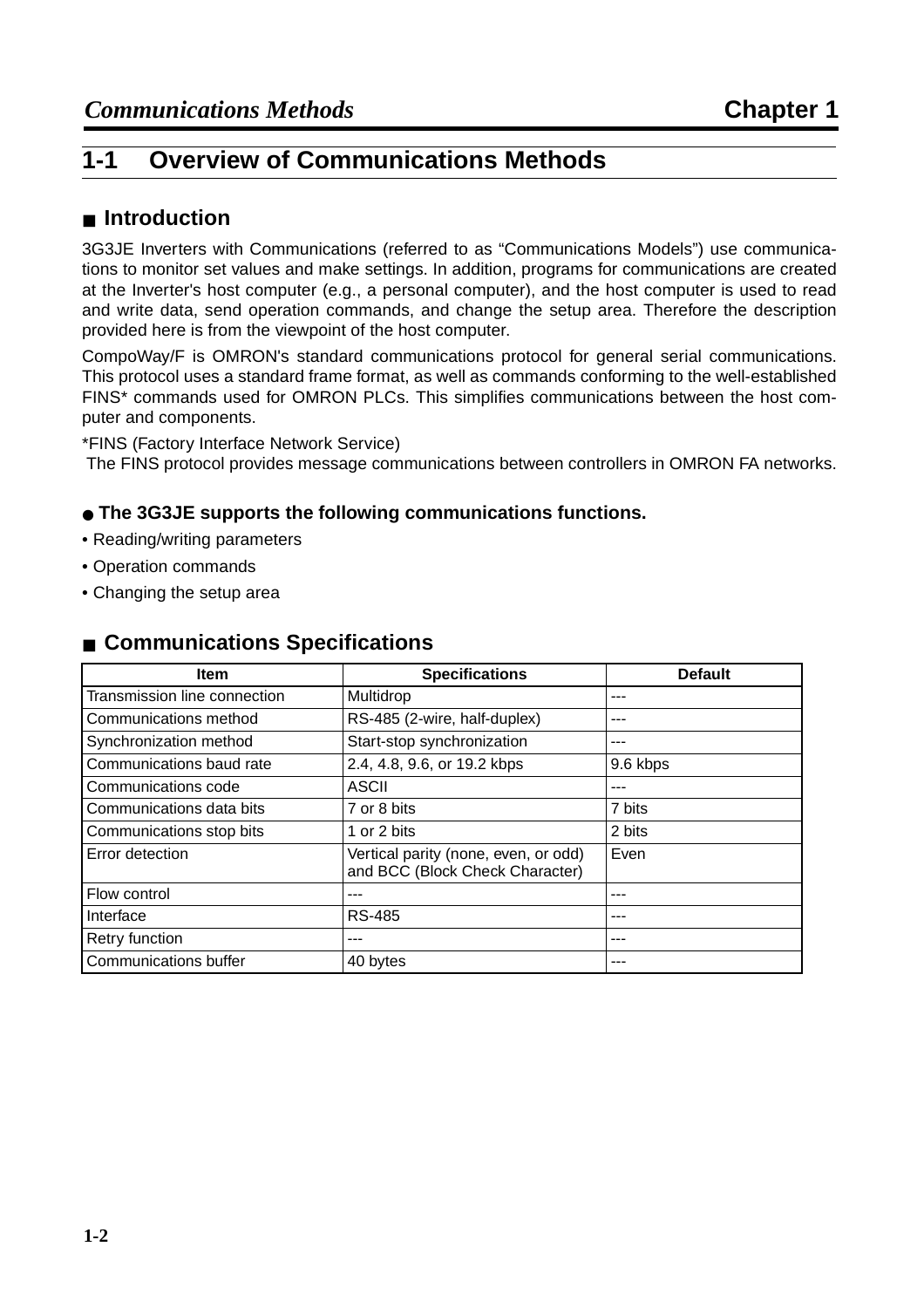## 1-1 Overview of Communications Methods

### ■ Introduction

3G3JE Inverters with Communications (referred to as "Communications Models") use communications to monitor set values and make settings. In addition, programs for communications are created at the Inverter's host computer (e.g., a personal computer), and the host computer is used to read and write data, send operation commands, and change the setup area. Therefore the description provided here is from the viewpoint of the host computer.

CompoWay/F is OMRON's standard communications protocol for general serial communications. This protocol uses a standard frame format, as well as commands conforming to the well-established FINS* commands used for OMRON PLCs. This simplifies communications between the host computer and components.

*FINS (Factory Interface Network Service)
The FINS protocol provides message communications between controllers in OMRON FA networks.

#### ● The 3G3JE supports the following communications functions.

- Reading/writing parameters
- Operation commands
- Changing the setup area

### ■ Communications Specifications

| Item | Specifications | Default |
|---|---|---|
| Transmission line connection | Multidrop | --- |
| Communications method | RS-485 (2-wire, half-duplex) | --- |
| Synchronization method | Start-stop synchronization | --- |
| Communications baud rate | 2.4, 4.8, 9.6, or 19.2 kbps | 9.6 kbps |
| Communications code | ASCII | --- |
| Communications data bits | 7 or 8 bits | 7 bits |
| Communications stop bits | 1 or 2 bits | 2 bits |
| Error detection | Vertical parity (none, even, or odd) and BCC (Block Check Character) | Even |
| Flow control | --- | --- |
| Interface | RS-485 | --- |
| Retry function | --- | --- |
| Communications buffer | 40 bytes | --- |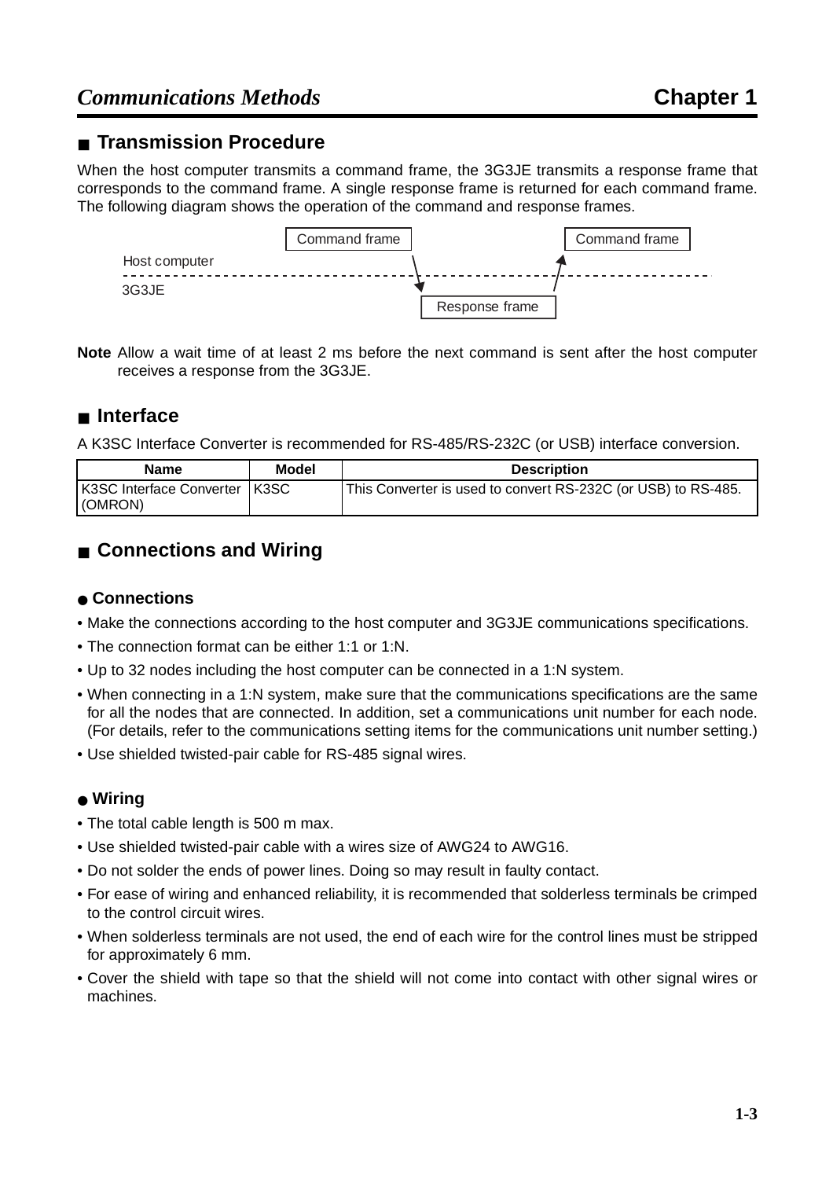## ■ Transmission Procedure

When the host computer transmits a command frame, the 3G3JE transmits a response frame that corresponds to the command frame. A single response frame is returned for each command frame. The following diagram shows the operation of the command and response frames.

```
                     Command frame                    Command frame
Host computer              \                        /
- - - - - - - - - - - - - - \ - - - - - - - - - - / - - - - - - - - -
3G3JE                        \                   /
                              Response frame
```

**Note** Allow a wait time of at least 2 ms before the next command is sent after the host computer receives a response from the 3G3JE.

## ■ Interface

A K3SC Interface Converter is recommended for RS-485/RS-232C (or USB) interface conversion.

| Name | Model | Description |
|---|---|---|
| K3SC Interface Converter (OMRON) | K3SC | This Converter is used to convert RS-232C (or USB) to RS-485. |

## ■ Connections and Wiring

### ● Connections

- Make the connections according to the host computer and 3G3JE communications specifications.
- The connection format can be either 1:1 or 1:N.
- Up to 32 nodes including the host computer can be connected in a 1:N system.
- When connecting in a 1:N system, make sure that the communications specifications are the same for all the nodes that are connected. In addition, set a communications unit number for each node. (For details, refer to the communications setting items for the communications unit number setting.)
- Use shielded twisted-pair cable for RS-485 signal wires.

### ● Wiring

- The total cable length is 500 m max.
- Use shielded twisted-pair cable with a wires size of AWG24 to AWG16.
- Do not solder the ends of power lines. Doing so may result in faulty contact.
- For ease of wiring and enhanced reliability, it is recommended that solderless terminals be crimped to the control circuit wires.
- When solderless terminals are not used, the end of each wire for the control lines must be stripped for approximately 6 mm.
- Cover the shield with tape so that the shield will not come into contact with other signal wires or machines.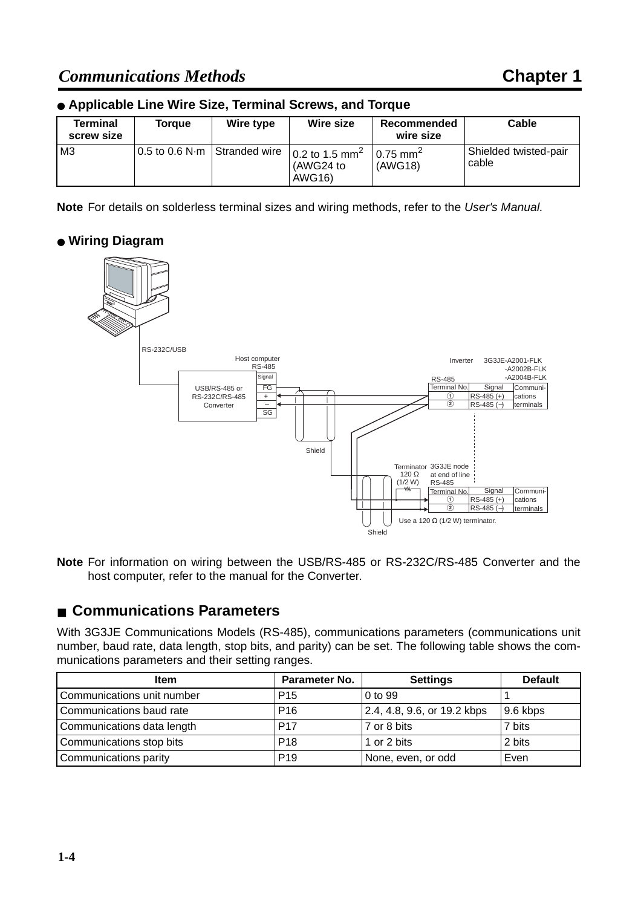### ● Applicable Line Wire Size, Terminal Screws, and Torque

| Terminal screw size | Torque | Wire type | Wire size | Recommended wire size | Cable |
|---|---|---|---|---|---|
| M3 | 0.5 to 0.6 N·m | Stranded wire | 0.2 to 1.5 $mm^2$ (AWG24 to AWG16) | 0.75 $mm^2$ (AWG18) | Shielded twisted-pair cable |

**Note** For details on solderless terminal sizes and wiring methods, refer to the *User's Manual.*

### ● Wiring Diagram

RS-232C/USB

Host computer RS-485

| Signal |
|---|
| FG |
| + |
| – |
| SG |

USB/RS-485 or RS-232C/RS-485 Converter

Inverter 3G3JE-A2001-FLK -A2002B-FLK -A2004B-FLK

RS-485

| Terminal No. | Signal | Communications terminals |
|---|---|---|
| ① | RS-485 (+) | |
| ② | RS-485 (–) | |

Shield

Terminator 120 Ω (1/2 W)

3G3JE node at end of line RS-485

| Terminal No. | Signal | Communications terminals |
|---|---|---|
| ① | RS-485 (+) | |
| ② | RS-485 (–) | |

Use a 120 Ω (1/2 W) terminator.

Shield

**Note** For information on wiring between the USB/RS-485 or RS-232C/RS-485 Converter and the host computer, refer to the manual for the Converter.

## ■ Communications Parameters

With 3G3JE Communications Models (RS-485), communications parameters (communications unit number, baud rate, data length, stop bits, and parity) can be set. The following table shows the communications parameters and their setting ranges.

| Item | Parameter No. | Settings | Default |
|---|---|---|---|
| Communications unit number | P15 | 0 to 99 | 1 |
| Communications baud rate | P16 | 2.4, 4.8, 9.6, or 19.2 kbps | 9.6 kbps |
| Communications data length | P17 | 7 or 8 bits | 7 bits |
| Communications stop bits | P18 | 1 or 2 bits | 2 bits |
| Communications parity | P19 | None, even, or odd | Even |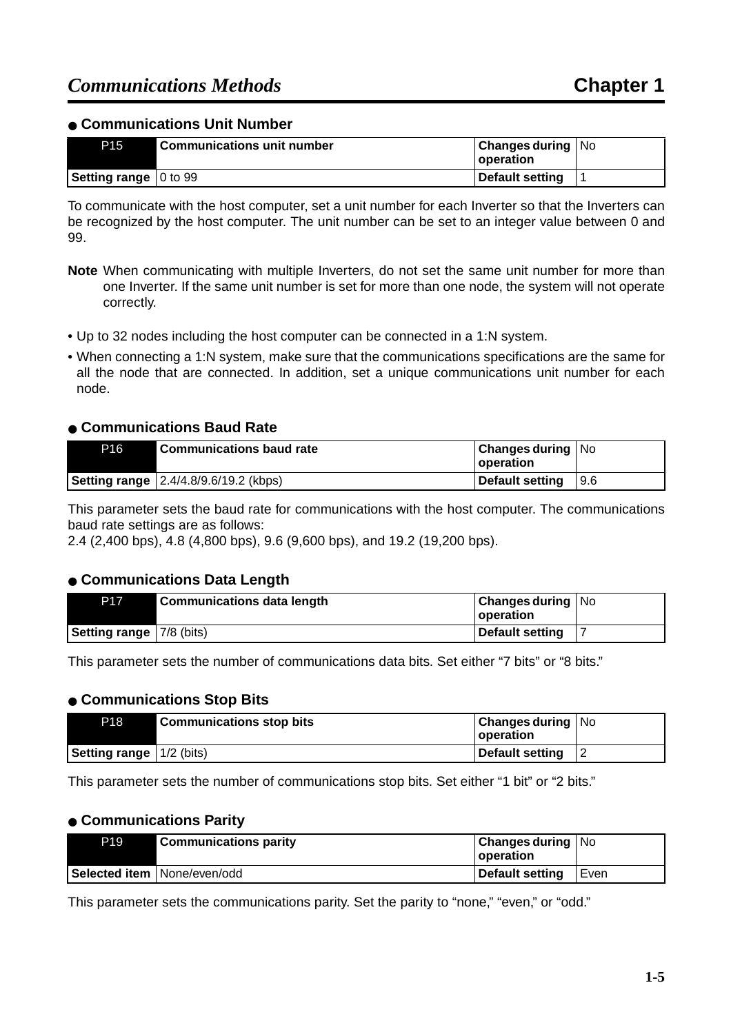## ● Communications Unit Number

| P15 | Communications unit number | Changes during operation | No |
|---|---|---|---|
| **Setting range** | 0 to 99 | **Default setting** | 1 |

To communicate with the host computer, set a unit number for each Inverter so that the Inverters can be recognized by the host computer. The unit number can be set to an integer value between 0 and 99.

**Note** When communicating with multiple Inverters, do not set the same unit number for more than one Inverter. If the same unit number is set for more than one node, the system will not operate correctly.

- Up to 32 nodes including the host computer can be connected in a 1:N system.
- When connecting a 1:N system, make sure that the communications specifications are the same for all the node that are connected. In addition, set a unique communications unit number for each node.

## ● Communications Baud Rate

| P16 | Communications baud rate | Changes during operation | No |
|---|---|---|---|
| **Setting range** | 2.4/4.8/9.6/19.2 (kbps) | **Default setting** | 9.6 |

This parameter sets the baud rate for communications with the host computer. The communications baud rate settings are as follows:
2.4 (2,400 bps), 4.8 (4,800 bps), 9.6 (9,600 bps), and 19.2 (19,200 bps).

## ● Communications Data Length

| P17 | Communications data length | Changes during operation | No |
|---|---|---|---|
| **Setting range** | 7/8 (bits) | **Default setting** | 7 |

This parameter sets the number of communications data bits. Set either “7 bits” or “8 bits.”

## ● Communications Stop Bits

| P18 | Communications stop bits | Changes during operation | No |
|---|---|---|---|
| **Setting range** | 1/2 (bits) | **Default setting** | 2 |

This parameter sets the number of communications stop bits. Set either “1 bit” or “2 bits.”

## ● Communications Parity

| P19 | Communications parity | Changes during operation | No |
|---|---|---|---|
| **Selected item** | None/even/odd | **Default setting** | Even |

This parameter sets the communications parity. Set the parity to “none,” “even,” or “odd.”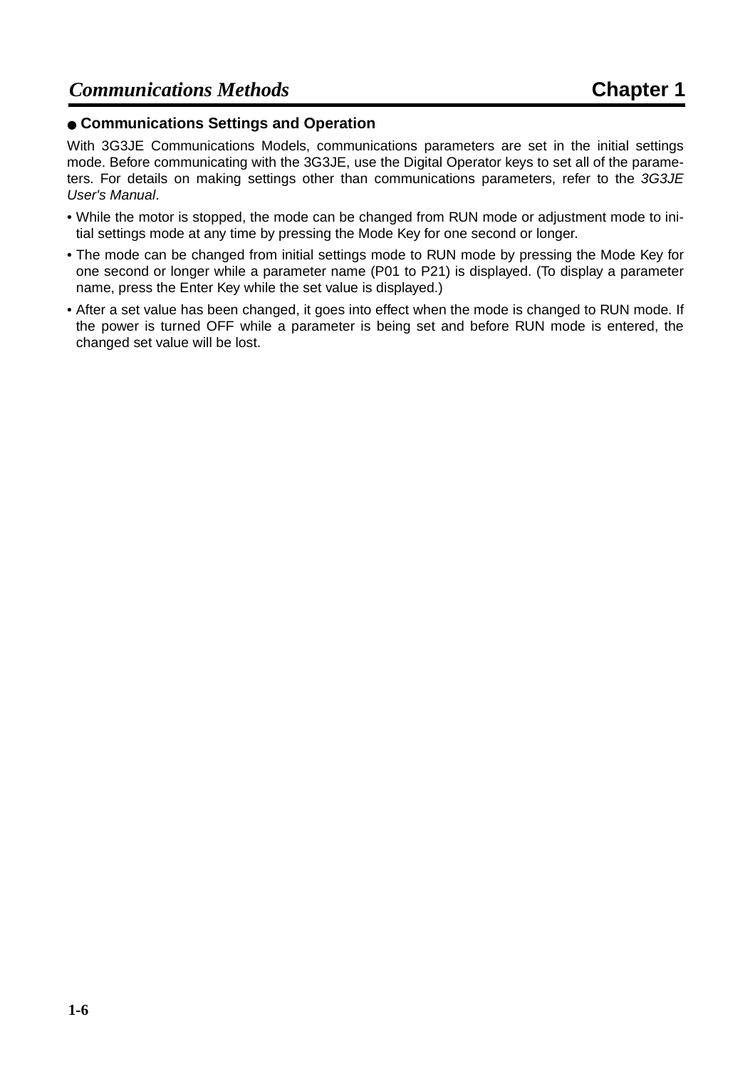### ● Communications Settings and Operation

With 3G3JE Communications Models, communications parameters are set in the initial settings mode. Before communicating with the 3G3JE, use the Digital Operator keys to set all of the parameters. For details on making settings other than communications parameters, refer to the *3G3JE User's Manual*.

- While the motor is stopped, the mode can be changed from RUN mode or adjustment mode to initial settings mode at any time by pressing the Mode Key for one second or longer.
- The mode can be changed from initial settings mode to RUN mode by pressing the Mode Key for one second or longer while a parameter name (P01 to P21) is displayed. (To display a parameter name, press the Enter Key while the set value is displayed.)
- After a set value has been changed, it goes into effect when the mode is changed to RUN mode. If the power is turned OFF while a parameter is being set and before RUN mode is entered, the changed set value will be lost.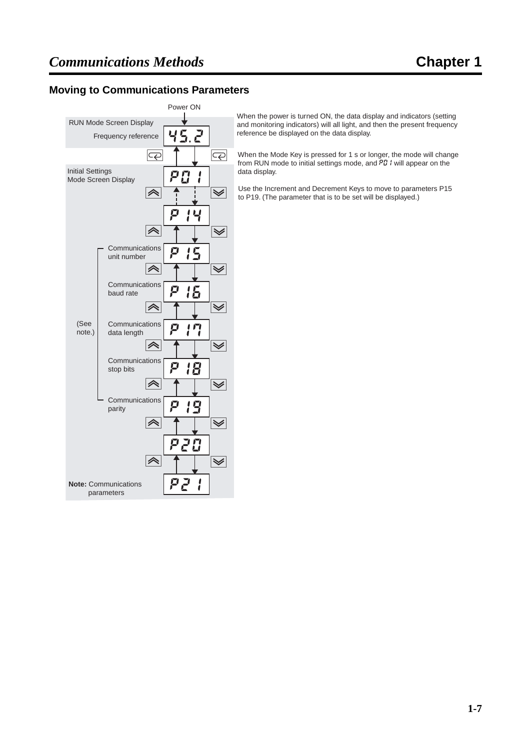## Moving to Communications Parameters

Power ON

RUN Mode Screen Display

Frequency reference: 45.2

Initial Settings Mode Screen Display: P01

P14

(See note.)

- Communications unit number: P15
- Communications baud rate: P16
- Communications data length: P17
- Communications stop bits: P18
- Communications parity: P19

P20

P21

**Note:** Communications parameters

When the power is turned ON, the data display and indicators (setting and monitoring indicators) will all light, and then the present frequency reference be displayed on the data display.

When the Mode Key is pressed for 1 s or longer, the mode will change from RUN mode to initial settings mode, and P01 will appear on the data display.

Use the Increment and Decrement Keys to move to parameters P15 to P19. (The parameter that is to be set will be displayed.)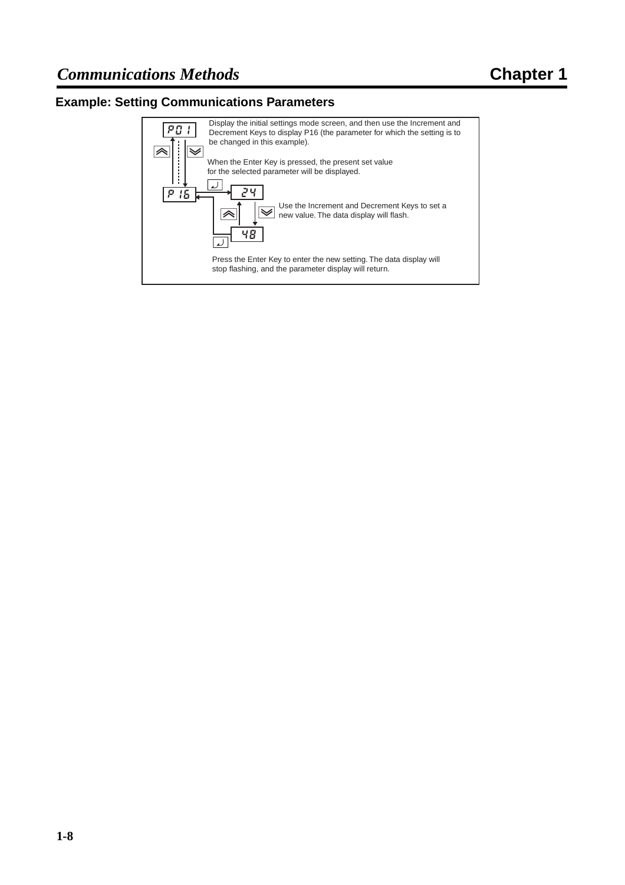## Example: Setting Communications Parameters

P01

Display the initial settings mode screen, and then use the Increment and Decrement Keys to display P16 (the parameter for which the setting is to be changed in this example).

When the Enter Key is pressed, the present set value for the selected parameter will be displayed.

P16

24

Use the Increment and Decrement Keys to set a new value. The data display will flash.

48

Press the Enter Key to enter the new setting. The data display will stop flashing, and the parameter display will return.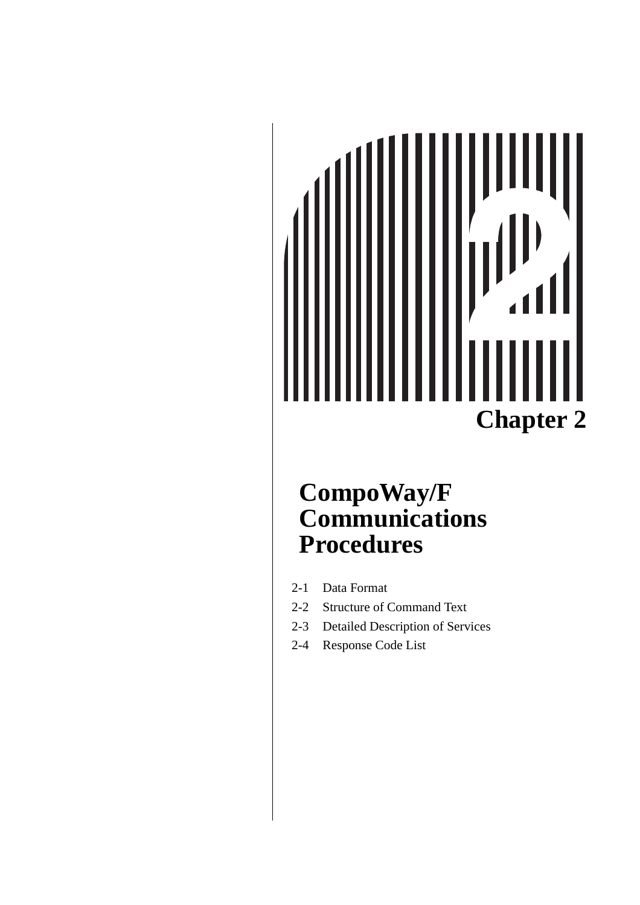# Chapter 2

## CompoWay/F Communications Procedures

2-1 Data Format

2-2 Structure of Command Text

2-3 Detailed Description of Services

2-4 Response Code List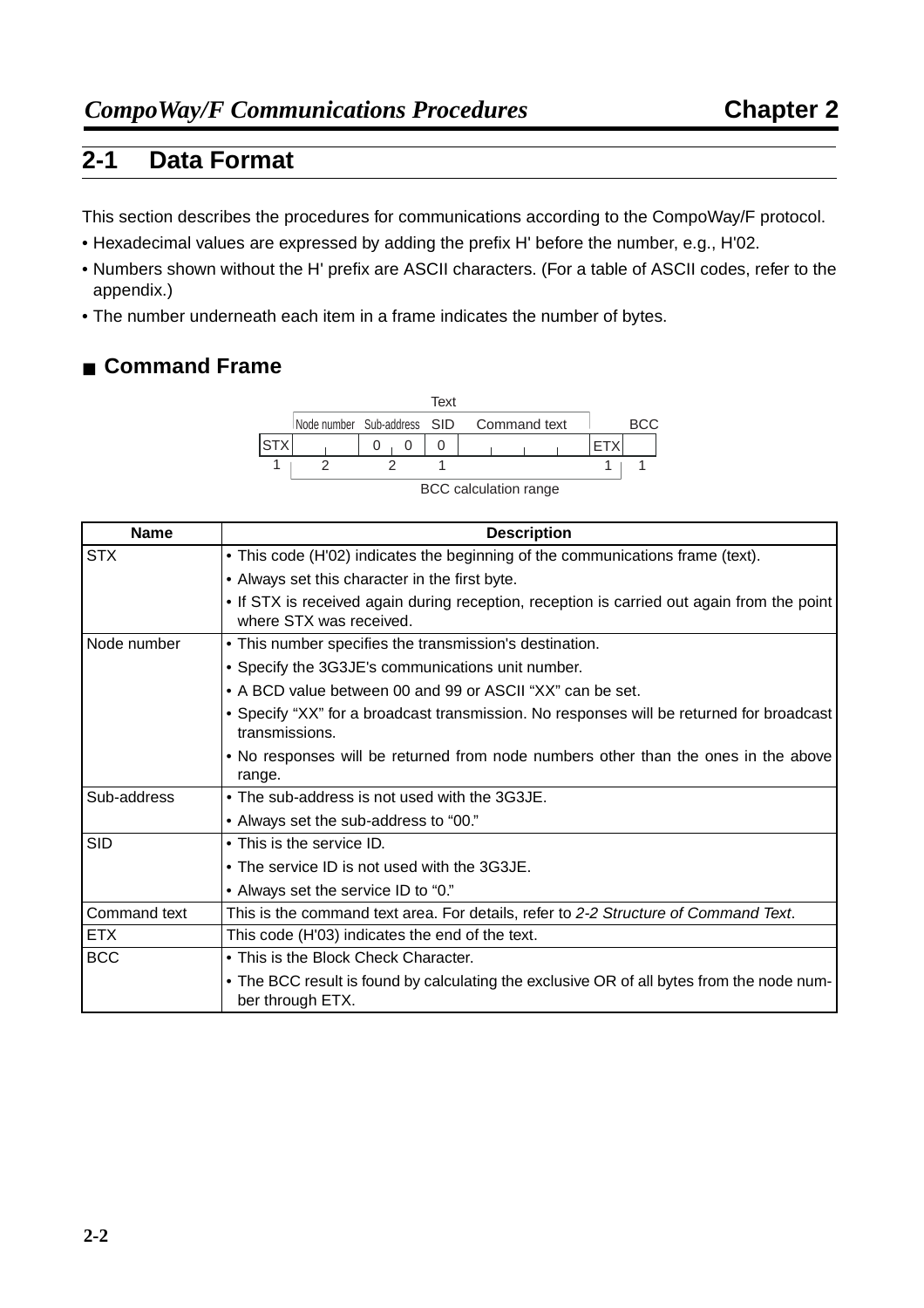## 2-1 Data Format

This section describes the procedures for communications according to the CompoWay/F protocol.

- Hexadecimal values are expressed by adding the prefix H' before the number, e.g., H'02.
- Numbers shown without the H' prefix are ASCII characters. (For a table of ASCII codes, refer to the appendix.)
- The number underneath each item in a frame indicates the number of bytes.

### ■ Command Frame

| | Text | | | | | BCC |
|---|---|---|---|---|---|---|
| | Node number | Sub-address | SID | Command text | | |
| STX | | 0 0 | 0 | | ETX | |
| 1 | 2 | 2 | 1 | | 1 | 1 |

BCC calculation range

| Name | Description |
|---|---|
| STX | • This code (H'02) indicates the beginning of the communications frame (text).<br>• Always set this character in the first byte.<br>• If STX is received again during reception, reception is carried out again from the point where STX was received. |
| Node number | • This number specifies the transmission's destination.<br>• Specify the 3G3JE's communications unit number.<br>• A BCD value between 00 and 99 or ASCII "XX" can be set.<br>• Specify "XX" for a broadcast transmission. No responses will be returned for broadcast transmissions.<br>• No responses will be returned from node numbers other than the ones in the above range. |
| Sub-address | • The sub-address is not used with the 3G3JE.<br>• Always set the sub-address to "00." |
| SID | • This is the service ID.<br>• The service ID is not used with the 3G3JE.<br>• Always set the service ID to "0." |
| Command text | This is the command text area. For details, refer to *2-2 Structure of Command Text*. |
| ETX | This code (H'03) indicates the end of the text. |
| BCC | • This is the Block Check Character.<br>• The BCC result is found by calculating the exclusive OR of all bytes from the node number through ETX. |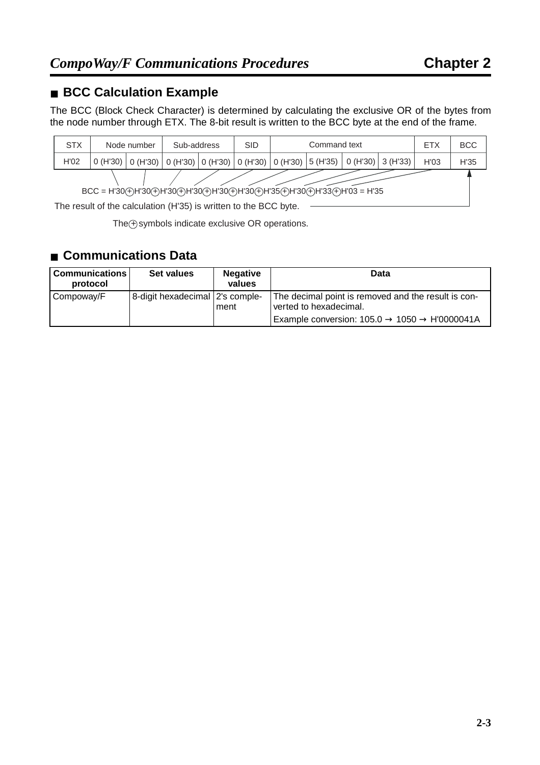## BCC Calculation Example

The BCC (Block Check Character) is determined by calculating the exclusive OR of the bytes from the node number through ETX. The 8-bit result is written to the BCC byte at the end of the frame.

| STX | Node number | | Sub-address | | SID | Command text | | | | ETX | BCC |
|---|---|---|---|---|---|---|---|---|---|---|---|
| H'02 | 0 (H'30) | 0 (H'30) | 0 (H'30) | 0 (H'30) | 0 (H'30) | 0 (H'30) | 5 (H'35) | 0 (H'30) | 3 (H'33) | H'03 | H'35 |

BCC = H'30 ⊕ H'30 ⊕ H'30 ⊕ H'30 ⊕ H'30 ⊕ H'30 ⊕ H'35 ⊕ H'30 ⊕ H'33 ⊕ H'03 = H'35

The result of the calculation (H'35) is written to the BCC byte.

The ⊕ symbols indicate exclusive OR operations.

## Communications Data

| Communications protocol | Set values | Negative values | Data |
|---|---|---|---|
| Compoway/F | 8-digit hexadecimal | 2's complement | The decimal point is removed and the result is converted to hexadecimal.<br>Example conversion: 105.0 → 1050 → H'0000041A |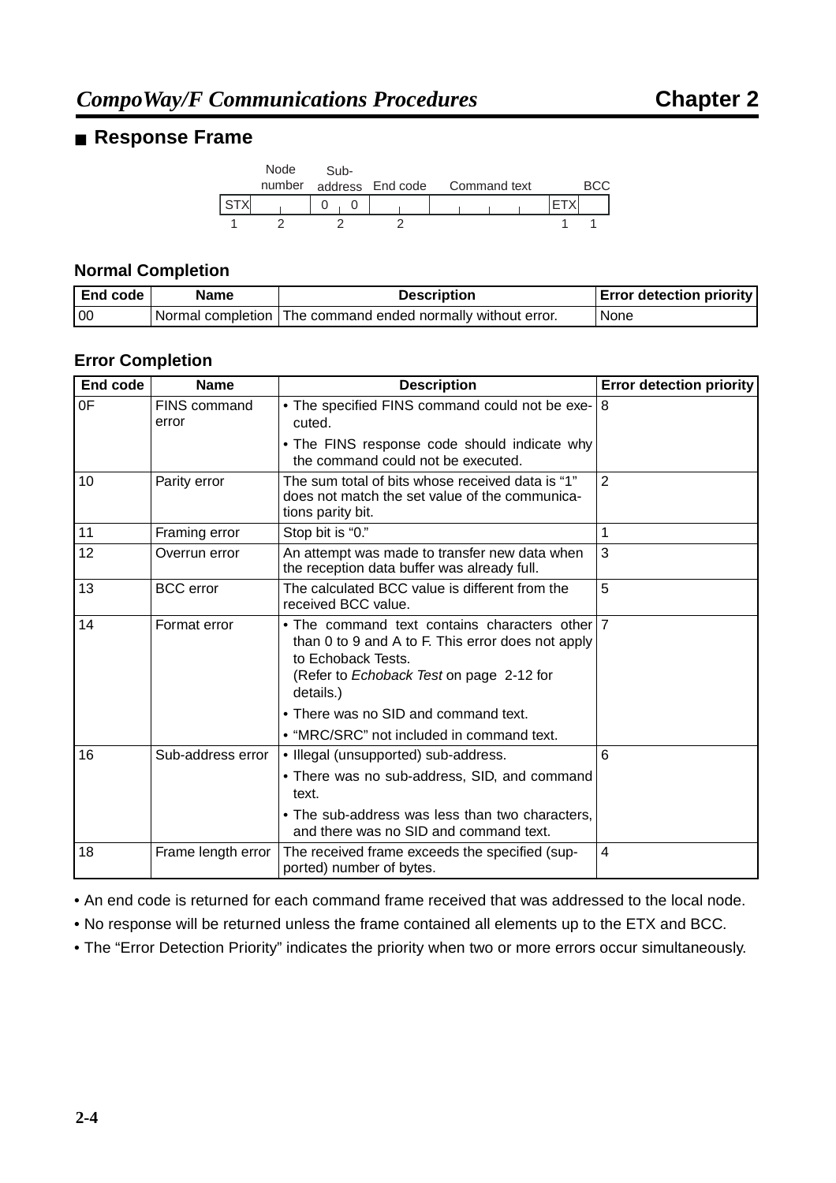## ■ Response Frame

| | Node number | Sub-address | End code | Command text | | BCC |
|---|---|---|---|---|---|---|
| STX | | 0 0 | | | ETX | |
| 1 | 2 | 2 | 2 | | 1 | 1 |

### Normal Completion

| End code | Name | Description | Error detection priority |
|---|---|---|---|
| 00 | Normal completion | The command ended normally without error. | None |

### Error Completion

| End code | Name | Description | Error detection priority |
|---|---|---|---|
| 0F | FINS command error | • The specified FINS command could not be executed.<br>• The FINS response code should indicate why the command could not be executed. | 8 |
| 10 | Parity error | The sum total of bits whose received data is "1" does not match the set value of the communications parity bit. | 2 |
| 11 | Framing error | Stop bit is "0." | 1 |
| 12 | Overrun error | An attempt was made to transfer new data when the reception data buffer was already full. | 3 |
| 13 | BCC error | The calculated BCC value is different from the received BCC value. | 5 |
| 14 | Format error | • The command text contains characters other than 0 to 9 and A to F. This error does not apply to Echoback Tests. (Refer to *Echoback Test* on page 2-12 for details.)<br>• There was no SID and command text.<br>• "MRC/SRC" not included in command text. | 7 |
| 16 | Sub-address error | • Illegal (unsupported) sub-address.<br>• There was no sub-address, SID, and command text.<br>• The sub-address was less than two characters, and there was no SID and command text. | 6 |
| 18 | Frame length error | The received frame exceeds the specified (supported) number of bytes. | 4 |

- An end code is returned for each command frame received that was addressed to the local node.
- No response will be returned unless the frame contained all elements up to the ETX and BCC.
- The "Error Detection Priority" indicates the priority when two or more errors occur simultaneously.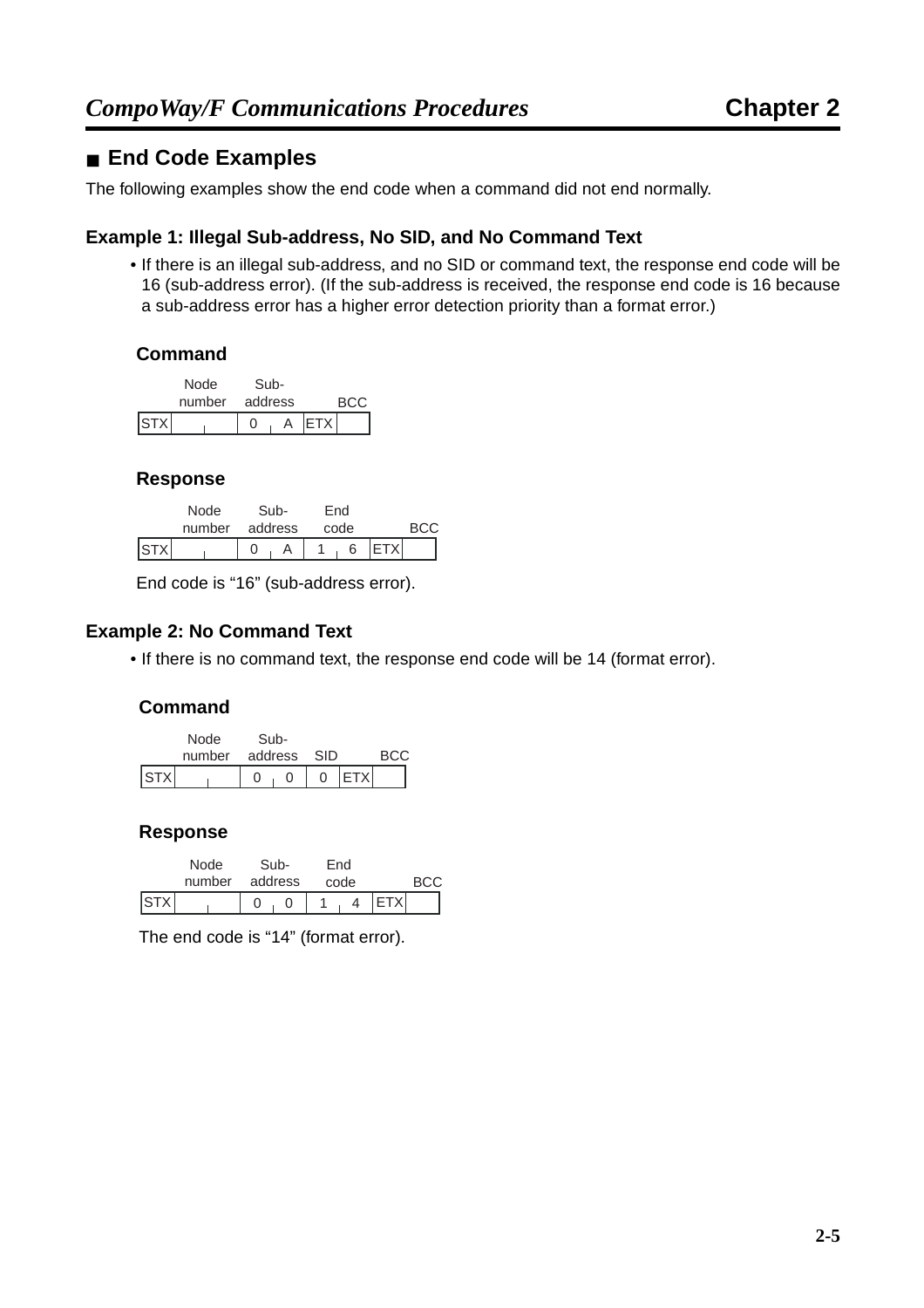## ■ End Code Examples

The following examples show the end code when a command did not end normally.

### Example 1: Illegal Sub-address, No SID, and No Command Text

- If there is an illegal sub-address, and no SID or command text, the response end code will be 16 (sub-address error). (If the sub-address is received, the response end code is 16 because a sub-address error has a higher error detection priority than a format error.)

**Command**

| | Node number | | Sub-address | | | BCC |
|---|---|---|---|---|---|---|
| STX | | | 0 | A | ETX | |

**Response**

| | Node number | | Sub-address | | End code | | | BCC |
|---|---|---|---|---|---|---|---|---|
| STX | | | 0 | A | 1 | 6 | ETX | |

End code is "16" (sub-address error).

### Example 2: No Command Text

- If there is no command text, the response end code will be 14 (format error).

**Command**

| | Node number | | Sub-address | | SID | | BCC |
|---|---|---|---|---|---|---|---|
| STX | | | 0 | 0 | 0 | ETX | |

**Response**

| | Node number | | Sub-address | | End code | | | BCC |
|---|---|---|---|---|---|---|---|---|
| STX | | | 0 | 0 | 1 | 4 | ETX | |

The end code is "14" (format error).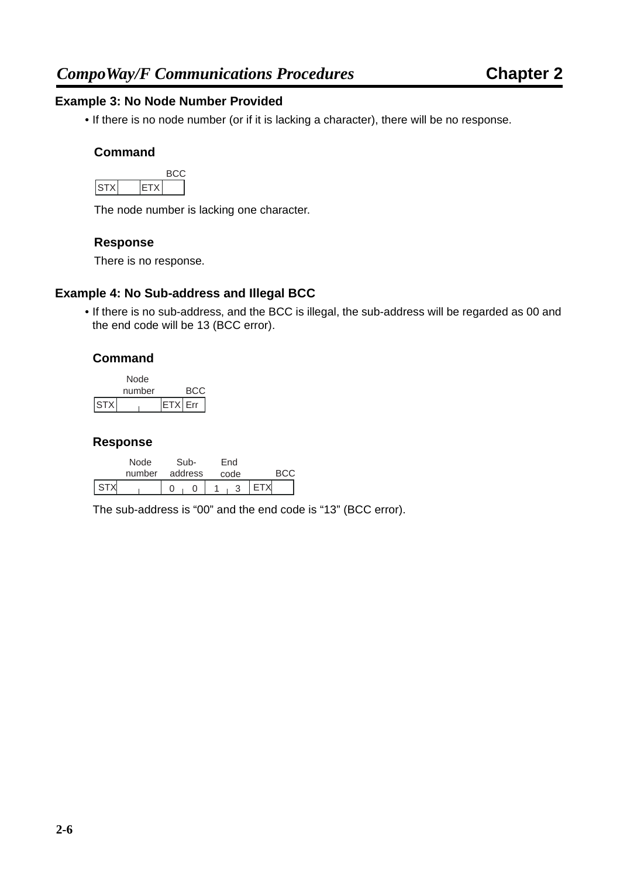### Example 3: No Node Number Provided

- If there is no node number (or if it is lacking a character), there will be no response.

#### Command

| STX | | ETX | BCC |
|---|---|---|---|

The node number is lacking one character.

#### Response

There is no response.

### Example 4: No Sub-address and Illegal BCC

- If there is no sub-address, and the BCC is illegal, the sub-address will be regarded as 00 and the end code will be 13 (BCC error).

#### Command

| | Node number | | | BCC |
|---|---|---|---|---|
| STX | | | ETX | Err |

#### Response

| | Node number | | Sub-address | | End code | | | BCC |
|---|---|---|---|---|---|---|---|---|
| STX | | | 0 | 0 | 1 | 3 | ETX | |

The sub-address is “00” and the end code is “13” (BCC error).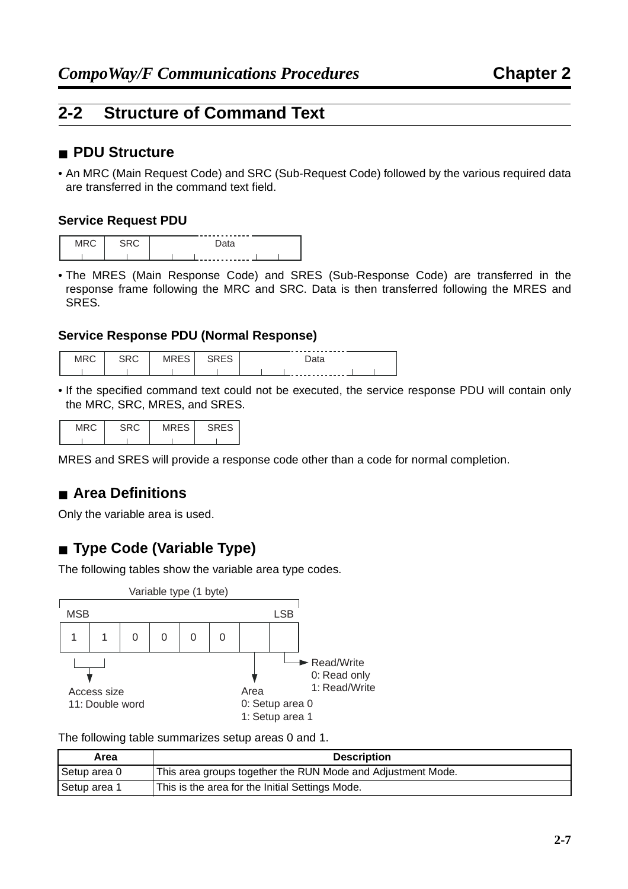## 2-2 Structure of Command Text

### ■ PDU Structure

- An MRC (Main Request Code) and SRC (Sub-Request Code) followed by the various required data are transferred in the command text field.

#### Service Request PDU

| MRC | SRC | Data |
|---|---|---|

- The MRES (Main Response Code) and SRES (Sub-Response Code) are transferred in the response frame following the MRC and SRC. Data is then transferred following the MRES and SRES.

#### Service Response PDU (Normal Response)

| MRC | SRC | MRES | SRES | Data |
|---|---|---|---|---|

- If the specified command text could not be executed, the service response PDU will contain only the MRC, SRC, MRES, and SRES.

| MRC | SRC | MRES | SRES |
|---|---|---|---|

MRES and SRES will provide a response code other than a code for normal completion.

### ■ Area Definitions

Only the variable area is used.

### ■ Type Code (Variable Type)

The following tables show the variable area type codes.

Variable type (1 byte)

| MSB | | | | | | | LSB |
|---|---|---|---|---|---|---|---|
| 1 | 1 | 0 | 0 | 0 | 0 | | |

- Access size (bits 7–6): 11: Double word
- Area (bit 1): 0: Setup area 0, 1: Setup area 1
- Read/Write (bit 0): 0: Read only, 1: Read/Write

The following table summarizes setup areas 0 and 1.

| Area | Description |
|---|---|
| Setup area 0 | This area groups together the RUN Mode and Adjustment Mode. |
| Setup area 1 | This is the area for the Initial Settings Mode. |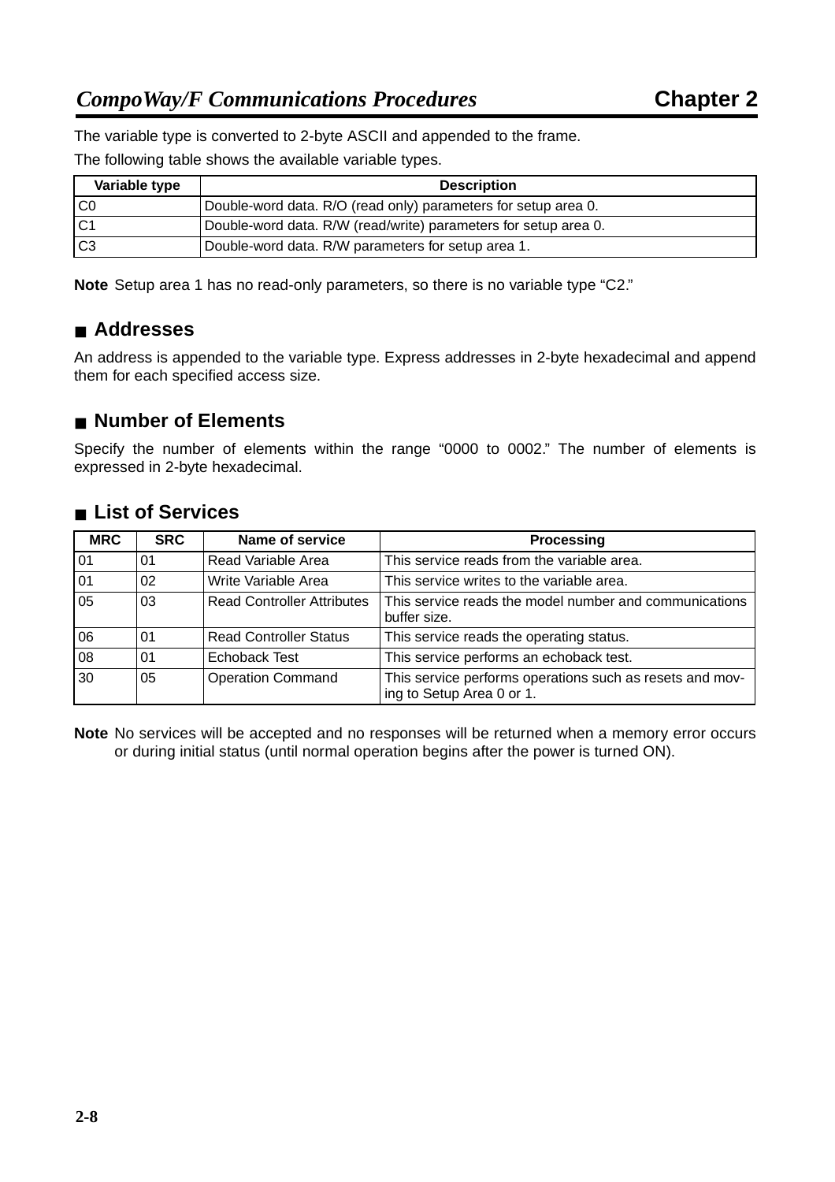The variable type is converted to 2-byte ASCII and appended to the frame.

The following table shows the available variable types.

| Variable type | Description |
|---|---|
| C0 | Double-word data. R/O (read only) parameters for setup area 0. |
| C1 | Double-word data. R/W (read/write) parameters for setup area 0. |
| C3 | Double-word data. R/W parameters for setup area 1. |

**Note** Setup area 1 has no read-only parameters, so there is no variable type “C2.”

## ■ Addresses

An address is appended to the variable type. Express addresses in 2-byte hexadecimal and append them for each specified access size.

## ■ Number of Elements

Specify the number of elements within the range “0000 to 0002.” The number of elements is expressed in 2-byte hexadecimal.

## ■ List of Services

| MRC | SRC | Name of service | Processing |
|---|---|---|---|
| 01 | 01 | Read Variable Area | This service reads from the variable area. |
| 01 | 02 | Write Variable Area | This service writes to the variable area. |
| 05 | 03 | Read Controller Attributes | This service reads the model number and communications buffer size. |
| 06 | 01 | Read Controller Status | This service reads the operating status. |
| 08 | 01 | Echoback Test | This service performs an echoback test. |
| 30 | 05 | Operation Command | This service performs operations such as resets and moving to Setup Area 0 or 1. |

**Note** No services will be accepted and no responses will be returned when a memory error occurs or during initial status (until normal operation begins after the power is turned ON).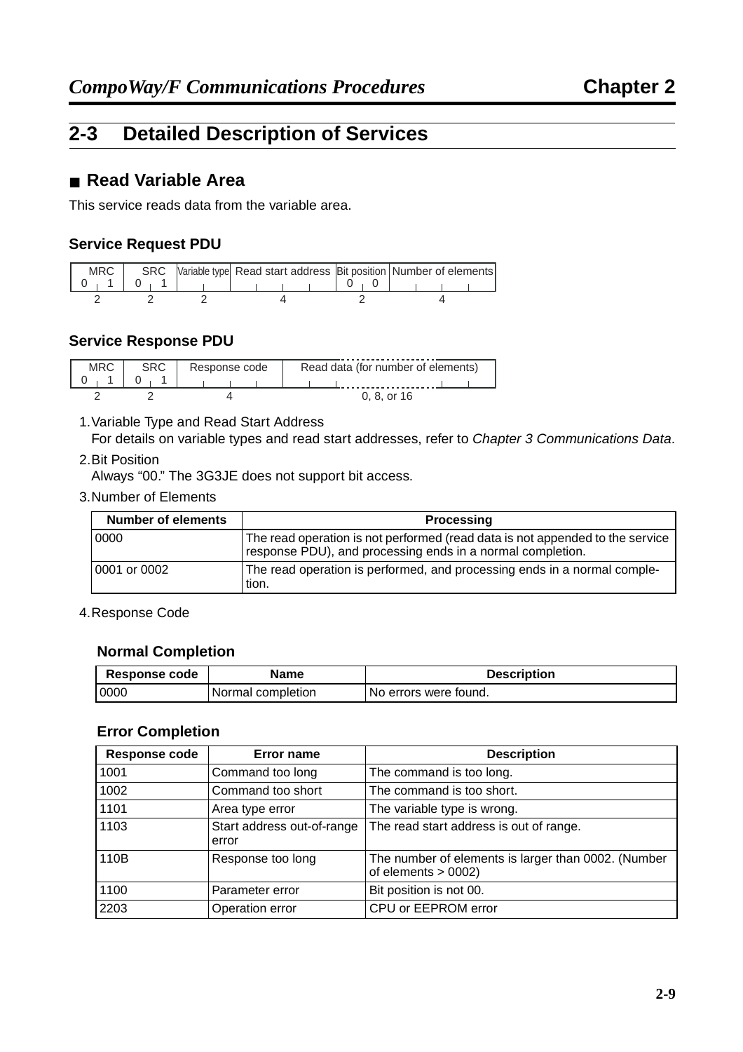## 2-3 Detailed Description of Services

### ■ Read Variable Area

This service reads data from the variable area.

#### Service Request PDU

| MRC | SRC | Variable type | Read start address | Bit position | Number of elements |
|---|---|---|---|---|---|
| 0 1 | 0 1 | | | 0 0 | |
| 2 | 2 | 2 | 4 | 2 | 4 |

#### Service Response PDU

| MRC | SRC | Response code | Read data (for number of elements) |
|---|---|---|---|
| 0 1 | 0 1 | | |
| 2 | 2 | 4 | 0, 8, or 16 |

1. Variable Type and Read Start Address
   For details on variable types and read start addresses, refer to *Chapter 3 Communications Data*.
2. Bit Position
   Always "00." The 3G3JE does not support bit access.
3. Number of Elements

| Number of elements | Processing |
|---|---|
| 0000 | The read operation is not performed (read data is not appended to the service response PDU), and processing ends in a normal completion. |
| 0001 or 0002 | The read operation is performed, and processing ends in a normal completion. |

4. Response Code

#### Normal Completion

| Response code | Name | Description |
|---|---|---|
| 0000 | Normal completion | No errors were found. |

#### Error Completion

| Response code | Error name | Description |
|---|---|---|
| 1001 | Command too long | The command is too long. |
| 1002 | Command too short | The command is too short. |
| 1101 | Area type error | The variable type is wrong. |
| 1103 | Start address out-of-range error | The read start address is out of range. |
| 110B | Response too long | The number of elements is larger than 0002. (Number of elements > 0002) |
| 1100 | Parameter error | Bit position is not 00. |
| 2203 | Operation error | CPU or EEPROM error |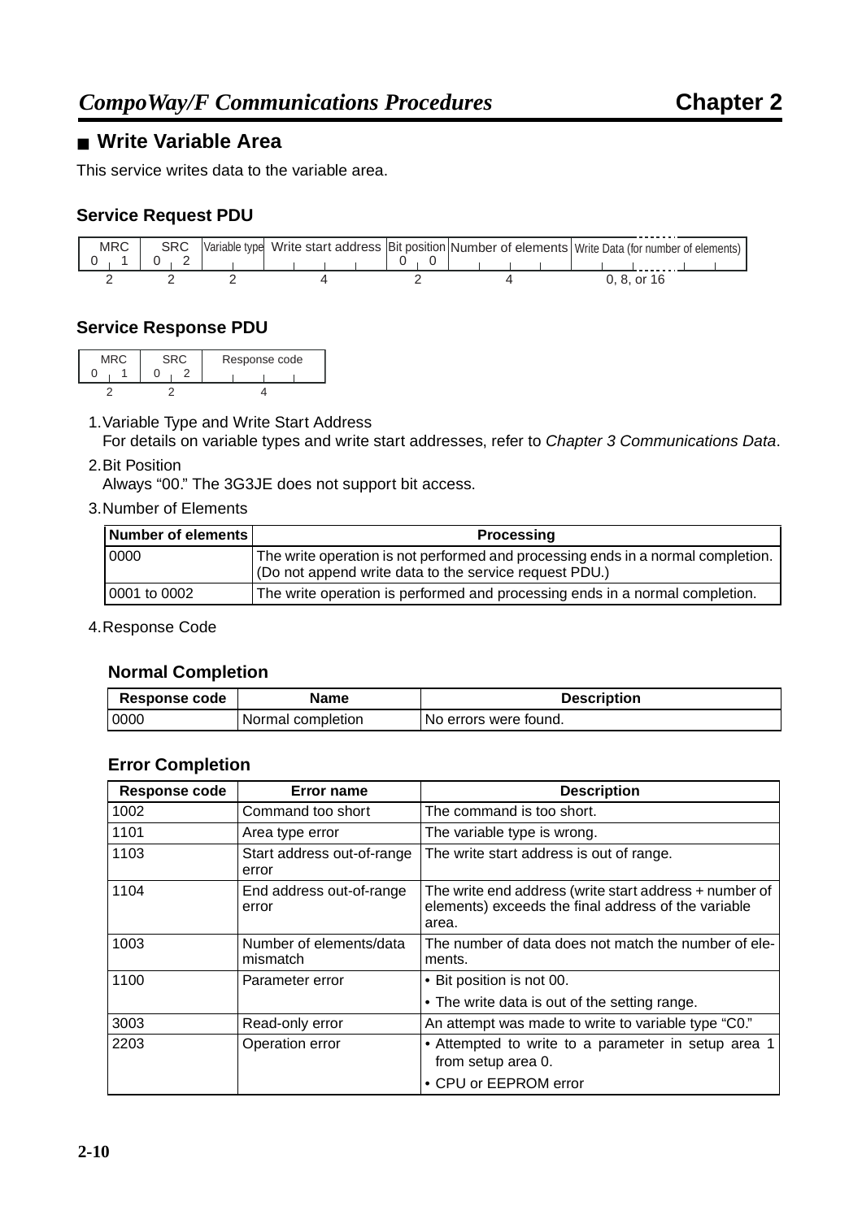## ■ Write Variable Area

This service writes data to the variable area.

### Service Request PDU

| MRC | SRC | Variable type | Write start address | Bit position | Number of elements | Write Data (for number of elements) |
|---|---|---|---|---|---|---|
| 0 1 | 0 2 | | | 0 0 | | |
| 2 | 2 | 2 | 4 | 2 | 4 | 0, 8, or 16 |

### Service Response PDU

| MRC | SRC | Response code |
|---|---|---|
| 0 1 | 0 2 | |
| 2 | 2 | 4 |

1. Variable Type and Write Start Address
   For details on variable types and write start addresses, refer to *Chapter 3 Communications Data*.
2. Bit Position
   Always “00.” The 3G3JE does not support bit access.
3. Number of Elements

| Number of elements | Processing |
|---|---|
| 0000 | The write operation is not performed and processing ends in a normal completion. (Do not append write data to the service request PDU.) |
| 0001 to 0002 | The write operation is performed and processing ends in a normal completion. |

4. Response Code

#### Normal Completion

| Response code | Name | Description |
|---|---|---|
| 0000 | Normal completion | No errors were found. |

#### Error Completion

| Response code | Error name | Description |
|---|---|---|
| 1002 | Command too short | The command is too short. |
| 1101 | Area type error | The variable type is wrong. |
| 1103 | Start address out-of-range error | The write start address is out of range. |
| 1104 | End address out-of-range error | The write end address (write start address + number of elements) exceeds the final address of the variable area. |
| 1003 | Number of elements/data mismatch | The number of data does not match the number of elements. |
| 1100 | Parameter error | • Bit position is not 00.<br>• The write data is out of the setting range. |
| 3003 | Read-only error | An attempt was made to write to variable type “C0.” |
| 2203 | Operation error | • Attempted to write to a parameter in setup area 1 from setup area 0.<br>• CPU or EEPROM error |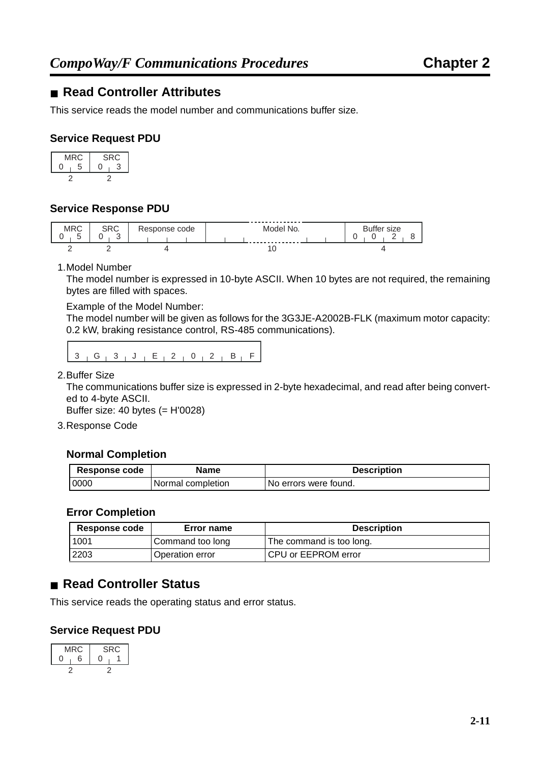## ■ Read Controller Attributes

This service reads the model number and communications buffer size.

### Service Request PDU

| MRC | SRC |
|---|---|
| 0 5 | 0 3 |
| 2 | 2 |

### Service Response PDU

| MRC | SRC | Response code | Model No. | Buffer size |
|---|---|---|---|---|
| 0 5 | 0 3 | | | 0 0 2 8 |
| 2 | 2 | 4 | 10 | 4 |

1. Model Number

   The model number is expressed in 10-byte ASCII. When 10 bytes are not required, the remaining bytes are filled with spaces.

   Example of the Model Number:

   The model number will be given as follows for the 3G3JE-A2002B-FLK (maximum motor capacity: 0.2 kW, braking resistance control, RS-485 communications).

   | 3 | G | 3 | J | E | 2 | 0 | 2 | B | F |
   |---|---|---|---|---|---|---|---|---|---|

2. Buffer Size

   The communications buffer size is expressed in 2-byte hexadecimal, and read after being converted to 4-byte ASCII.

   Buffer size: 40 bytes (= H'0028)

3. Response Code

#### Normal Completion

| Response code | Name | Description |
|---|---|---|
| 0000 | Normal completion | No errors were found. |

#### Error Completion

| Response code | Error name | Description |
|---|---|---|
| 1001 | Command too long | The command is too long. |
| 2203 | Operation error | CPU or EEPROM error |

## ■ Read Controller Status

This service reads the operating status and error status.

### Service Request PDU

| MRC | SRC |
|---|---|
| 0 6 | 0 1 |
| 2 | 2 |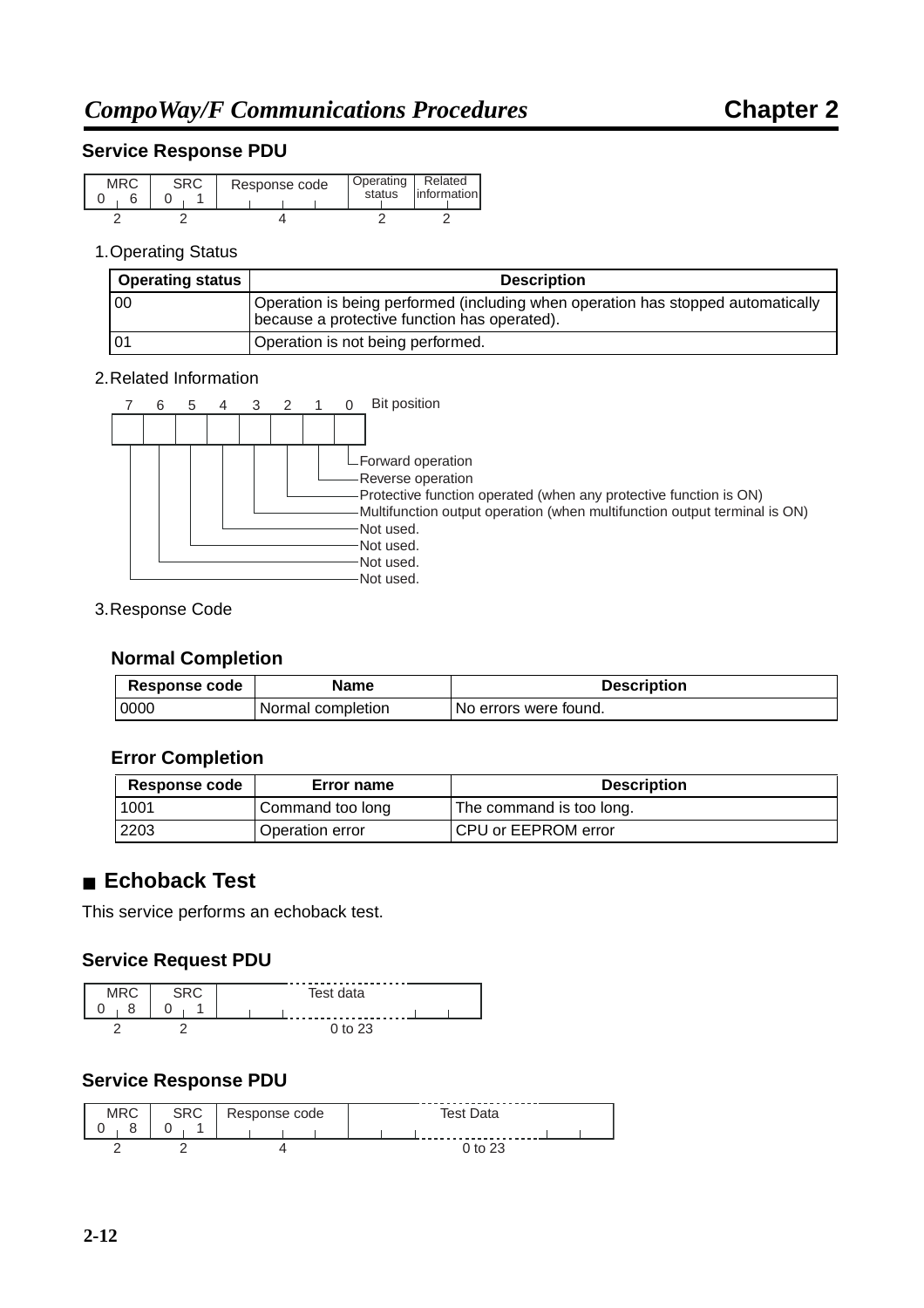### Service Response PDU

| MRC | SRC | Response code | Operating status | Related information |
|---|---|---|---|---|
| 0 6 | 0 1 | | | |
| 2 | 2 | 4 | 2 | 2 |

1. Operating Status

| Operating status | Description |
|---|---|
| 00 | Operation is being performed (including when operation has stopped automatically because a protective function has operated). |
| 01 | Operation is not being performed. |

2. Related Information

| Bit position | Description |
|---|---|
| 0 | Forward operation |
| 1 | Reverse operation |
| 2 | Protective function operated (when any protective function is ON) |
| 3 | Multifunction output operation (when multifunction output terminal is ON) |
| 4 | Not used. |
| 5 | Not used. |
| 6 | Not used. |
| 7 | Not used. |

3. Response Code

#### Normal Completion

| Response code | Name | Description |
|---|---|---|
| 0000 | Normal completion | No errors were found. |

#### Error Completion

| Response code | Error name | Description |
|---|---|---|
| 1001 | Command too long | The command is too long. |
| 2203 | Operation error | CPU or EEPROM error |

## ■ Echoback Test

This service performs an echoback test.

### Service Request PDU

| MRC | SRC | Test data |
|---|---|---|
| 0 8 | 0 1 | |
| 2 | 2 | 0 to 23 |

### Service Response PDU

| MRC | SRC | Response code | Test Data |
|---|---|---|---|
| 0 8 | 0 1 | | |
| 2 | 2 | 4 | 0 to 23 |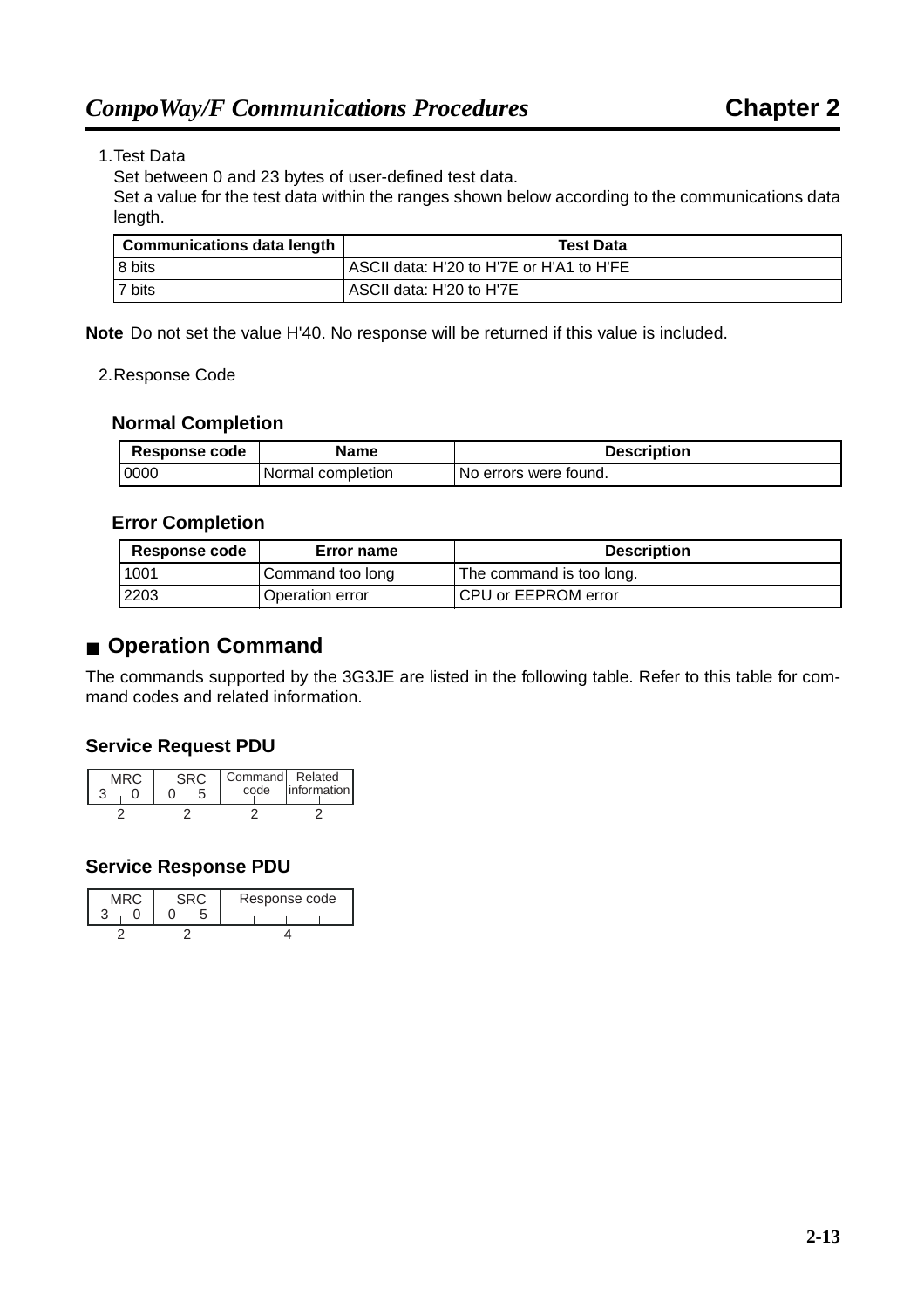1. Test Data

   Set between 0 and 23 bytes of user-defined test data.

   Set a value for the test data within the ranges shown below according to the communications data length.

| Communications data length | Test Data |
|---|---|
| 8 bits | ASCII data: H'20 to H'7E or H'A1 to H'FE |
| 7 bits | ASCII data: H'20 to H'7E |

**Note** Do not set the value H'40. No response will be returned if this value is included.

2. Response Code

**Normal Completion**

| Response code | Name | Description |
|---|---|---|
| 0000 | Normal completion | No errors were found. |

**Error Completion**

| Response code | Error name | Description |
|---|---|---|
| 1001 | Command too long | The command is too long. |
| 2203 | Operation error | CPU or EEPROM error |

## ■ Operation Command

The commands supported by the 3G3JE are listed in the following table. Refer to this table for command codes and related information.

### Service Request PDU

| MRC | SRC | Command code | Related information |
|---|---|---|---|
| 3 0 | 0 5 | | |
| 2 | 2 | 2 | 2 |

### Service Response PDU

| MRC | SRC | Response code |
|---|---|---|
| 3 0 | 0 5 | |
| 2 | 2 | 4 |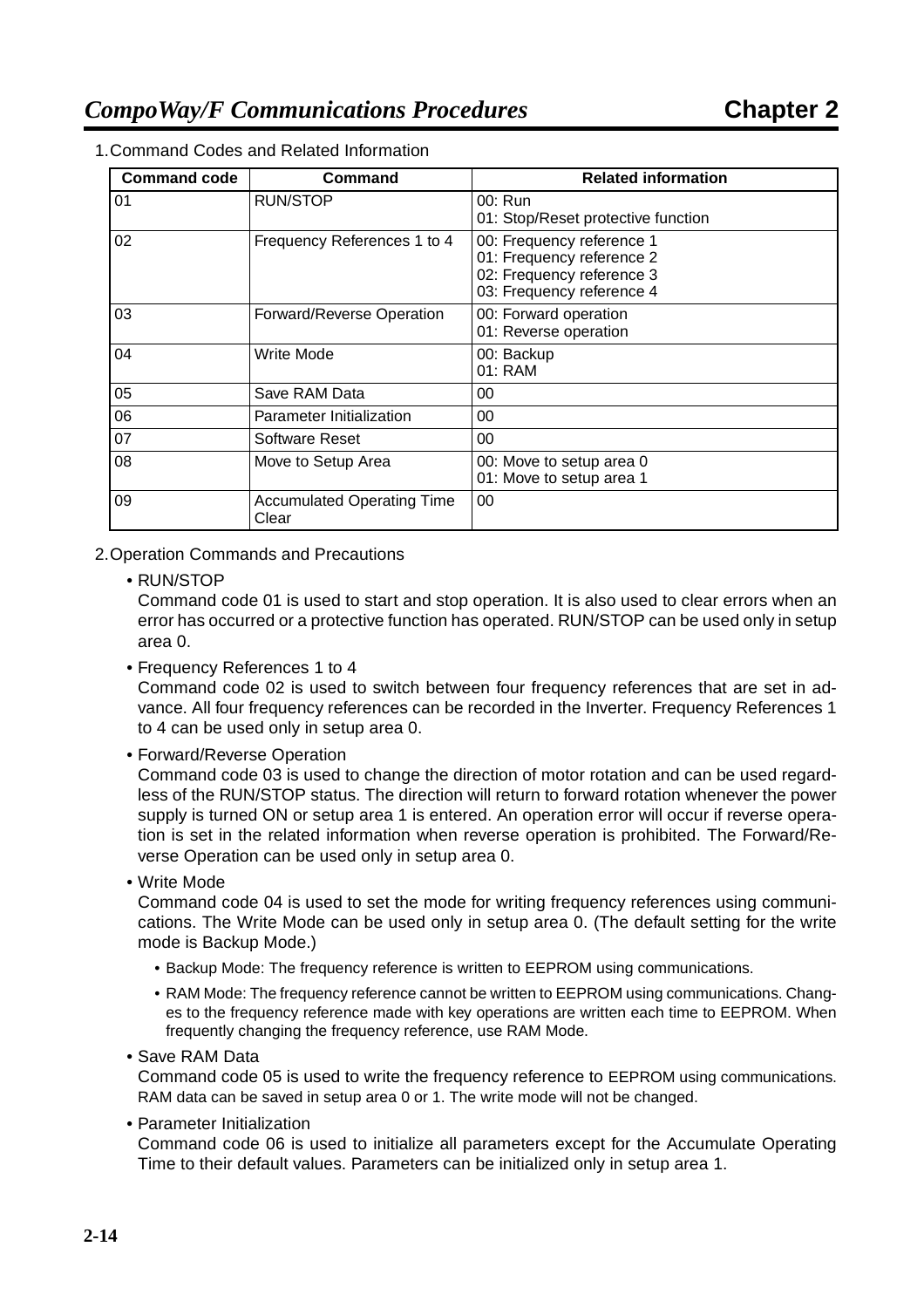1. Command Codes and Related Information

| Command code | Command | Related information |
|---|---|---|
| 01 | RUN/STOP | 00: Run<br>01: Stop/Reset protective function |
| 02 | Frequency References 1 to 4 | 00: Frequency reference 1<br>01: Frequency reference 2<br>02: Frequency reference 3<br>03: Frequency reference 4 |
| 03 | Forward/Reverse Operation | 00: Forward operation<br>01: Reverse operation |
| 04 | Write Mode | 00: Backup<br>01: RAM |
| 05 | Save RAM Data | 00 |
| 06 | Parameter Initialization | 00 |
| 07 | Software Reset | 00 |
| 08 | Move to Setup Area | 00: Move to setup area 0<br>01: Move to setup area 1 |
| 09 | Accumulated Operating Time Clear | 00 |

2. Operation Commands and Precautions

- RUN/STOP
  Command code 01 is used to start and stop operation. It is also used to clear errors when an error has occurred or a protective function has operated. RUN/STOP can be used only in setup area 0.

- Frequency References 1 to 4
  Command code 02 is used to switch between four frequency references that are set in advance. All four frequency references can be recorded in the Inverter. Frequency References 1 to 4 can be used only in setup area 0.

- Forward/Reverse Operation
  Command code 03 is used to change the direction of motor rotation and can be used regardless of the RUN/STOP status. The direction will return to forward rotation whenever the power supply is turned ON or setup area 1 is entered. An operation error will occur if reverse operation is set in the related information when reverse operation is prohibited. The Forward/Reverse Operation can be used only in setup area 0.

- Write Mode
  Command code 04 is used to set the mode for writing frequency references using communications. The Write Mode can be used only in setup area 0. (The default setting for the write mode is Backup Mode.)
  - Backup Mode: The frequency reference is written to EEPROM using communications.
  - RAM Mode: The frequency reference cannot be written to EEPROM using communications. Changes to the frequency reference made with key operations are written each time to EEPROM. When frequently changing the frequency reference, use RAM Mode.

- Save RAM Data
  Command code 05 is used to write the frequency reference to EEPROM using communications. RAM data can be saved in setup area 0 or 1. The write mode will not be changed.

- Parameter Initialization
  Command code 06 is used to initialize all parameters except for the Accumulate Operating Time to their default values. Parameters can be initialized only in setup area 1.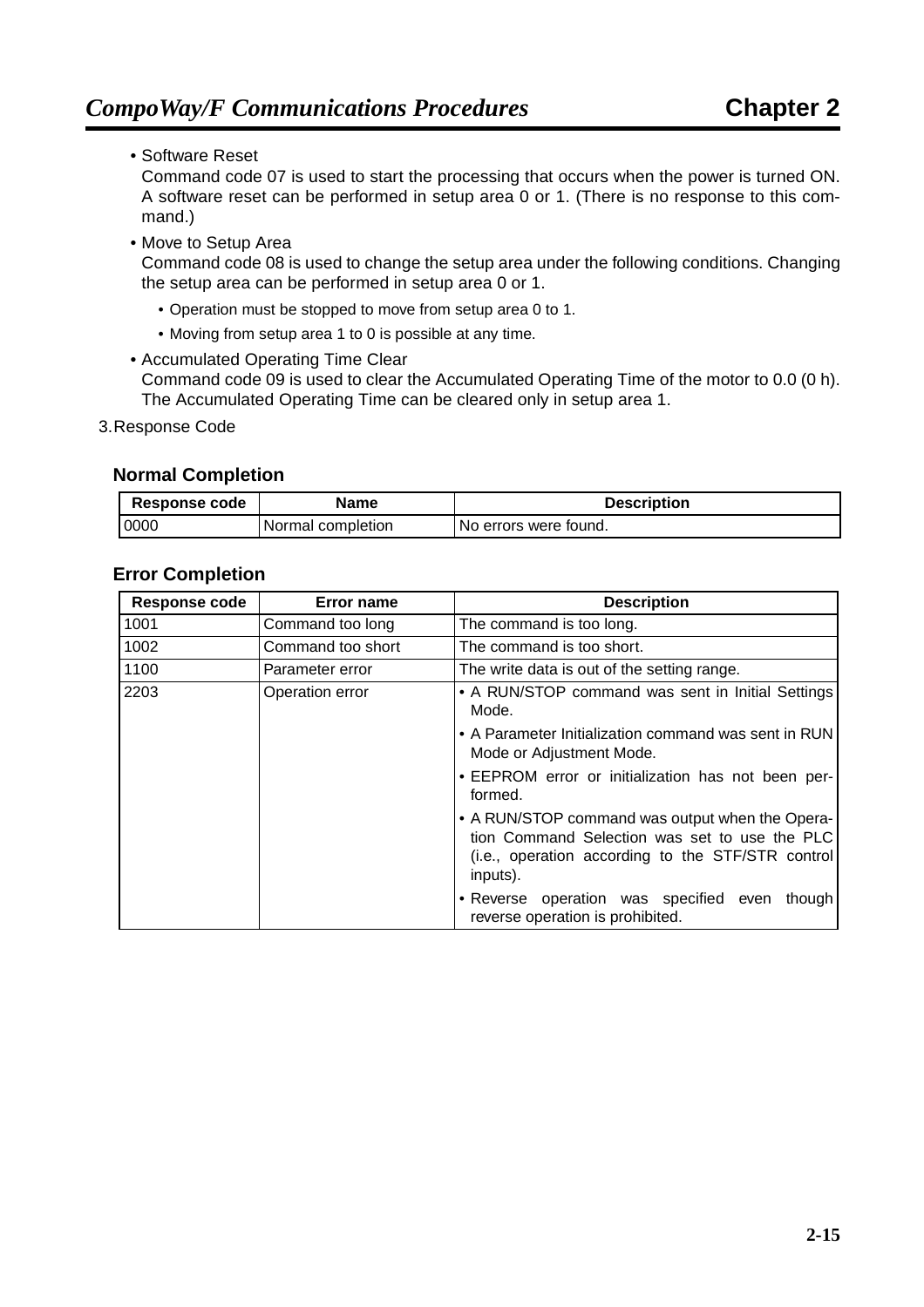- Software Reset
  Command code 07 is used to start the processing that occurs when the power is turned ON. A software reset can be performed in setup area 0 or 1. (There is no response to this command.)
- Move to Setup Area
  Command code 08 is used to change the setup area under the following conditions. Changing the setup area can be performed in setup area 0 or 1.
  - Operation must be stopped to move from setup area 0 to 1.
  - Moving from setup area 1 to 0 is possible at any time.
- Accumulated Operating Time Clear
  Command code 09 is used to clear the Accumulated Operating Time of the motor to 0.0 (0 h). The Accumulated Operating Time can be cleared only in setup area 1.

3. Response Code

#### Normal Completion

| Response code | Name | Description |
|---|---|---|
| 0000 | Normal completion | No errors were found. |

#### Error Completion

| Response code | Error name | Description |
|---|---|---|
| 1001 | Command too long | The command is too long. |
| 1002 | Command too short | The command is too short. |
| 1100 | Parameter error | The write data is out of the setting range. |
| 2203 | Operation error | • A RUN/STOP command was sent in Initial Settings Mode.<br>• A Parameter Initialization command was sent in RUN Mode or Adjustment Mode.<br>• EEPROM error or initialization has not been performed.<br>• A RUN/STOP command was output when the Operation Command Selection was set to use the PLC (i.e., operation according to the STF/STR control inputs).<br>• Reverse operation was specified even though reverse operation is prohibited. |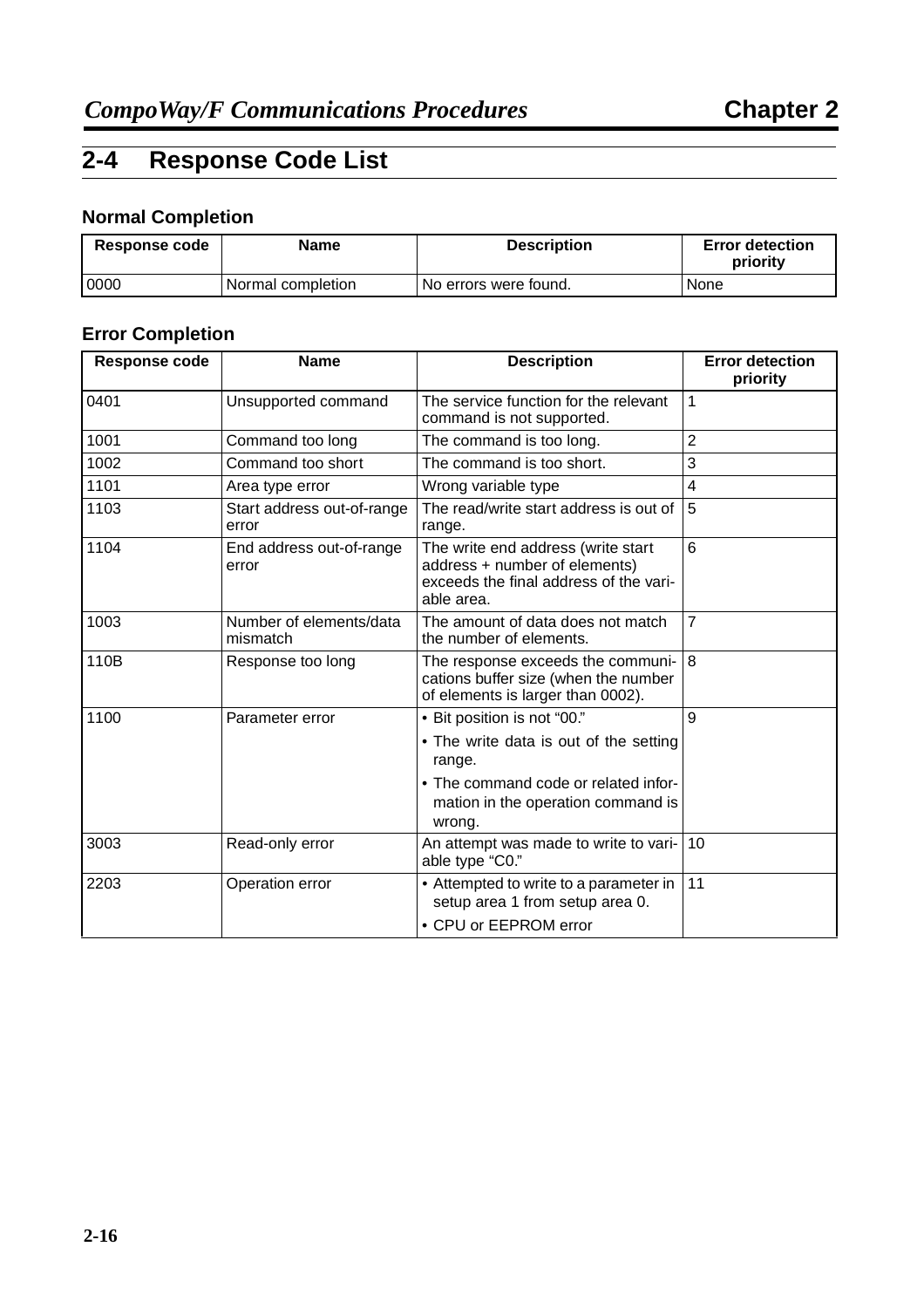## 2-4 Response Code List

### Normal Completion

| Response code | Name | Description | Error detection priority |
|---|---|---|---|
| 0000 | Normal completion | No errors were found. | None |

### Error Completion

| Response code | Name | Description | Error detection priority |
|---|---|---|---|
| 0401 | Unsupported command | The service function for the relevant command is not supported. | 1 |
| 1001 | Command too long | The command is too long. | 2 |
| 1002 | Command too short | The command is too short. | 3 |
| 1101 | Area type error | Wrong variable type | 4 |
| 1103 | Start address out-of-range error | The read/write start address is out of range. | 5 |
| 1104 | End address out-of-range error | The write end address (write start address + number of elements) exceeds the final address of the variable area. | 6 |
| 1003 | Number of elements/data mismatch | The amount of data does not match the number of elements. | 7 |
| 110B | Response too long | The response exceeds the communications buffer size (when the number of elements is larger than 0002). | 8 |
| 1100 | Parameter error | • Bit position is not “00.”<br>• The write data is out of the setting range.<br>• The command code or related information in the operation command is wrong. | 9 |
| 3003 | Read-only error | An attempt was made to write to variable type “C0.” | 10 |
| 2203 | Operation error | • Attempted to write to a parameter in setup area 1 from setup area 0.<br>• CPU or EEPROM error | 11 |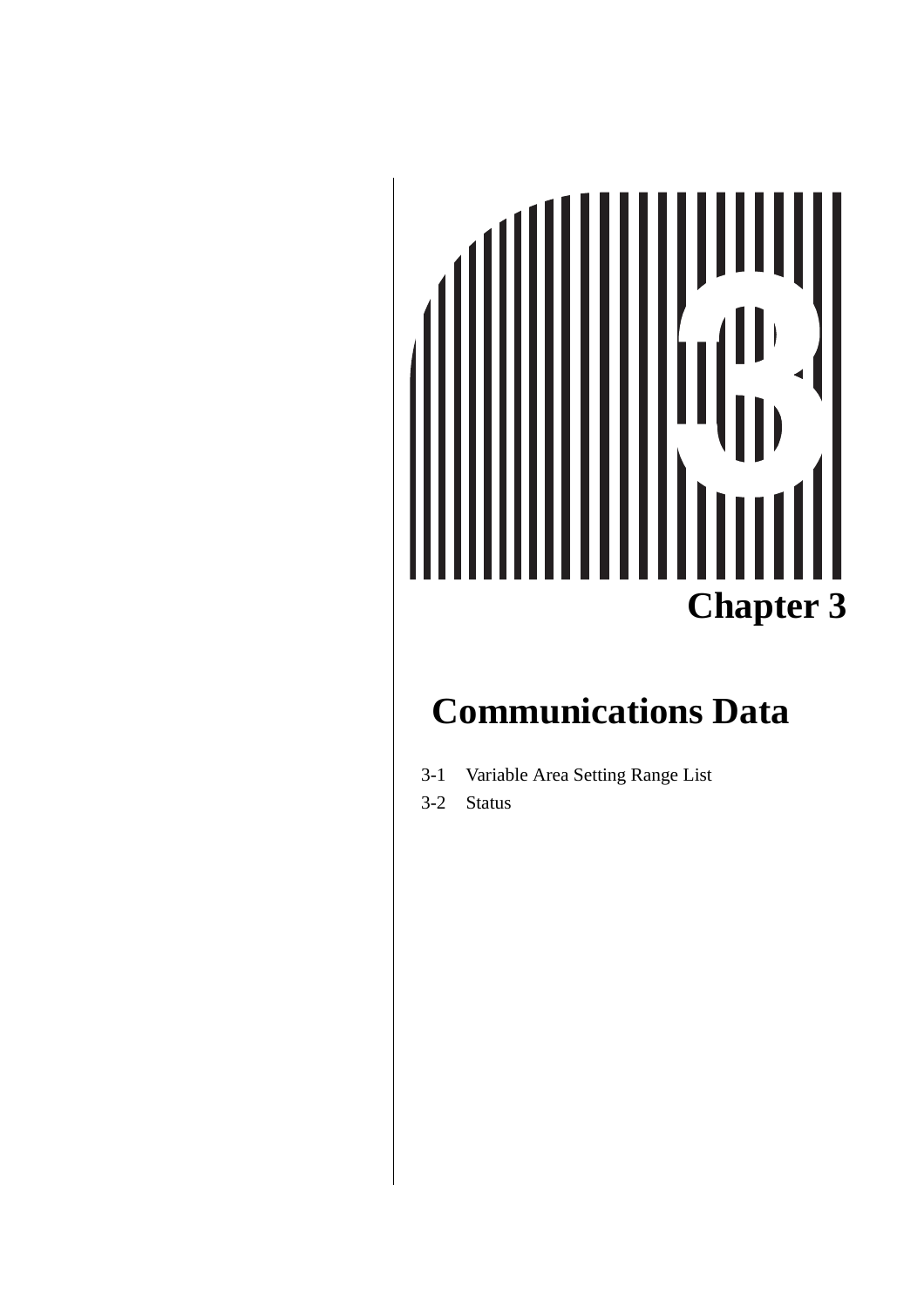# Chapter 3

## Communications Data

3-1 Variable Area Setting Range List

3-2 Status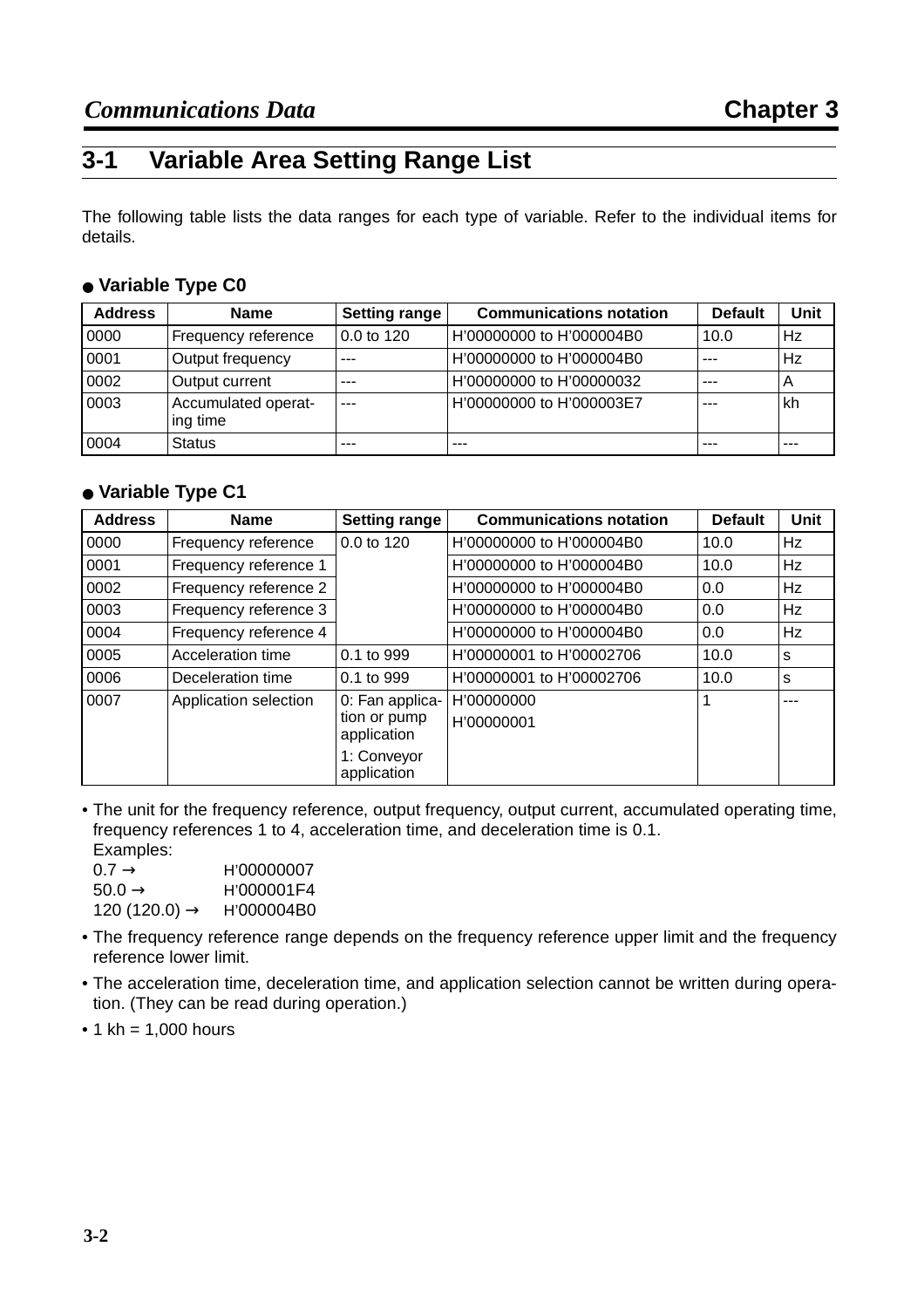## 3-1 Variable Area Setting Range List

The following table lists the data ranges for each type of variable. Refer to the individual items for details.

### ● Variable Type C0

| Address | Name | Setting range | Communications notation | Default | Unit |
|---|---|---|---|---|---|
| 0000 | Frequency reference | 0.0 to 120 | H'00000000 to H'000004B0 | 10.0 | Hz |
| 0001 | Output frequency | --- | H'00000000 to H'000004B0 | --- | Hz |
| 0002 | Output current | --- | H'00000000 to H'00000032 | --- | A |
| 0003 | Accumulated operating time | --- | H'00000000 to H'000003E7 | --- | kh |
| 0004 | Status | --- | --- | --- | --- |

### ● Variable Type C1

| Address | Name | Setting range | Communications notation | Default | Unit |
|---|---|---|---|---|---|
| 0000 | Frequency reference | 0.0 to 120 | H'00000000 to H'000004B0 | 10.0 | Hz |
| 0001 | Frequency reference 1 | | H'00000000 to H'000004B0 | 10.0 | Hz |
| 0002 | Frequency reference 2 | | H'00000000 to H'000004B0 | 0.0 | Hz |
| 0003 | Frequency reference 3 | | H'00000000 to H'000004B0 | 0.0 | Hz |
| 0004 | Frequency reference 4 | | H'00000000 to H'000004B0 | 0.0 | Hz |
| 0005 | Acceleration time | 0.1 to 999 | H'00000001 to H'00002706 | 10.0 | s |
| 0006 | Deceleration time | 0.1 to 999 | H'00000001 to H'00002706 | 10.0 | s |
| 0007 | Application selection | 0: Fan application or pump application<br>1: Conveyor application | H'00000000<br>H'00000001 | 1 | --- |

- The unit for the frequency reference, output frequency, output current, accumulated operating time, frequency references 1 to 4, acceleration time, and deceleration time is 0.1.
  Examples:
  0.7 → H'00000007
  50.0 → H'000001F4
  120 (120.0) → H'000004B0
- The frequency reference range depends on the frequency reference upper limit and the frequency reference lower limit.
- The acceleration time, deceleration time, and application selection cannot be written during operation. (They can be read during operation.)
- 1 kh = 1,000 hours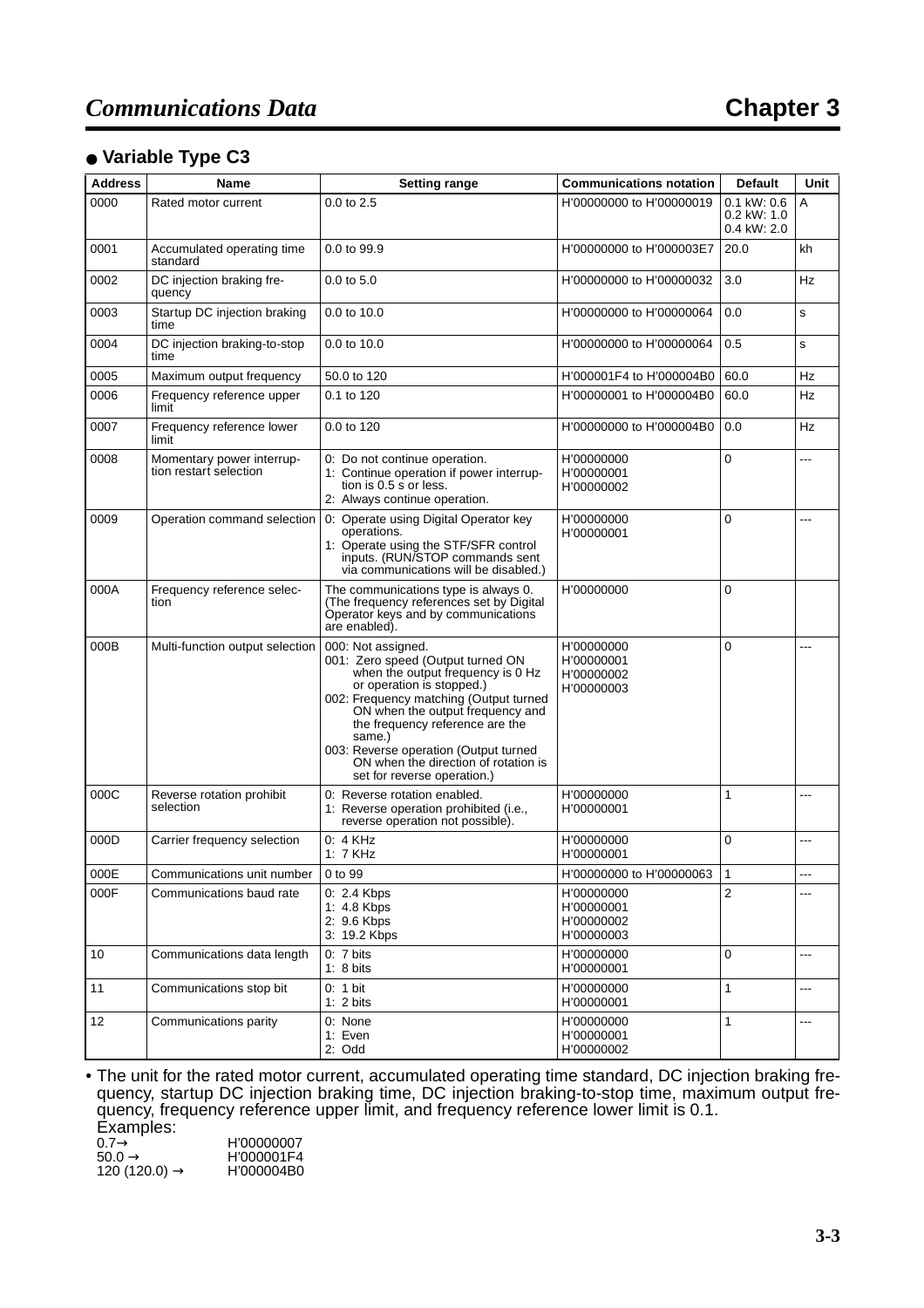## ● Variable Type C3

| Address | Name | Setting range | Communications notation | Default | Unit |
|---|---|---|---|---|---|
| 0000 | Rated motor current | 0.0 to 2.5 | H'00000000 to H'00000019 | 0.1 kW: 0.6<br>0.2 kW: 1.0<br>0.4 kW: 2.0 | A |
| 0001 | Accumulated operating time standard | 0.0 to 99.9 | H'00000000 to H'000003E7 | 20.0 | kh |
| 0002 | DC injection braking frequency | 0.0 to 5.0 | H'00000000 to H'00000032 | 3.0 | Hz |
| 0003 | Startup DC injection braking time | 0.0 to 10.0 | H'00000000 to H'00000064 | 0.0 | s |
| 0004 | DC injection braking-to-stop time | 0.0 to 10.0 | H'00000000 to H'00000064 | 0.5 | s |
| 0005 | Maximum output frequency | 50.0 to 120 | H'000001F4 to H'000004B0 | 60.0 | Hz |
| 0006 | Frequency reference upper limit | 0.1 to 120 | H'00000001 to H'000004B0 | 60.0 | Hz |
| 0007 | Frequency reference lower limit | 0.0 to 120 | H'00000000 to H'000004B0 | 0.0 | Hz |
| 0008 | Momentary power interruption restart selection | 0: Do not continue operation.<br>1: Continue operation if power interruption is 0.5 s or less.<br>2: Always continue operation. | H'00000000<br>H'00000001<br>H'00000002 | 0 | --- |
| 0009 | Operation command selection | 0: Operate using Digital Operator key operations.<br>1: Operate using the STF/SFR control inputs. (RUN/STOP commands sent via communications will be disabled.) | H'00000000<br>H'00000001 | 0 | --- |
| 000A | Frequency reference selection | The communications type is always 0. (The frequency references set by Digital Operator keys and by communications are enabled). | H'00000000 | 0 | |
| 000B | Multi-function output selection | 000: Not assigned.<br>001: Zero speed (Output turned ON when the output frequency is 0 Hz or operation is stopped.)<br>002: Frequency matching (Output turned ON when the output frequency and the frequency reference are the same.)<br>003: Reverse operation (Output turned ON when the direction of rotation is set for reverse operation.) | H'00000000<br>H'00000001<br>H'00000002<br>H'00000003 | 0 | --- |
| 000C | Reverse rotation prohibit selection | 0: Reverse rotation enabled.<br>1: Reverse operation prohibited (i.e., reverse operation not possible). | H'00000000<br>H'00000001 | 1 | --- |
| 000D | Carrier frequency selection | 0: 4 KHz<br>1: 7 KHz | H'00000000<br>H'00000001 | 0 | --- |
| 000E | Communications unit number | 0 to 99 | H'00000000 to H'00000063 | 1 | --- |
| 000F | Communications baud rate | 0: 2.4 Kbps<br>1: 4.8 Kbps<br>2: 9.6 Kbps<br>3: 19.2 Kbps | H'00000000<br>H'00000001<br>H'00000002<br>H'00000003 | 2 | --- |
| 10 | Communications data length | 0: 7 bits<br>1: 8 bits | H'00000000<br>H'00000001 | 0 | --- |
| 11 | Communications stop bit | 0: 1 bit<br>1: 2 bits | H'00000000<br>H'00000001 | 1 | --- |
| 12 | Communications parity | 0: None<br>1: Even<br>2: Odd | H'00000000<br>H'00000001<br>H'00000002 | 1 | --- |

- The unit for the rated motor current, accumulated operating time standard, DC injection braking frequency, startup DC injection braking time, DC injection braking-to-stop time, maximum output frequency, frequency reference upper limit, and frequency reference lower limit is 0.1.
  Examples:

  0.7→ H'00000007
  50.0 → H'000001F4
  120 (120.0) → H'000004B0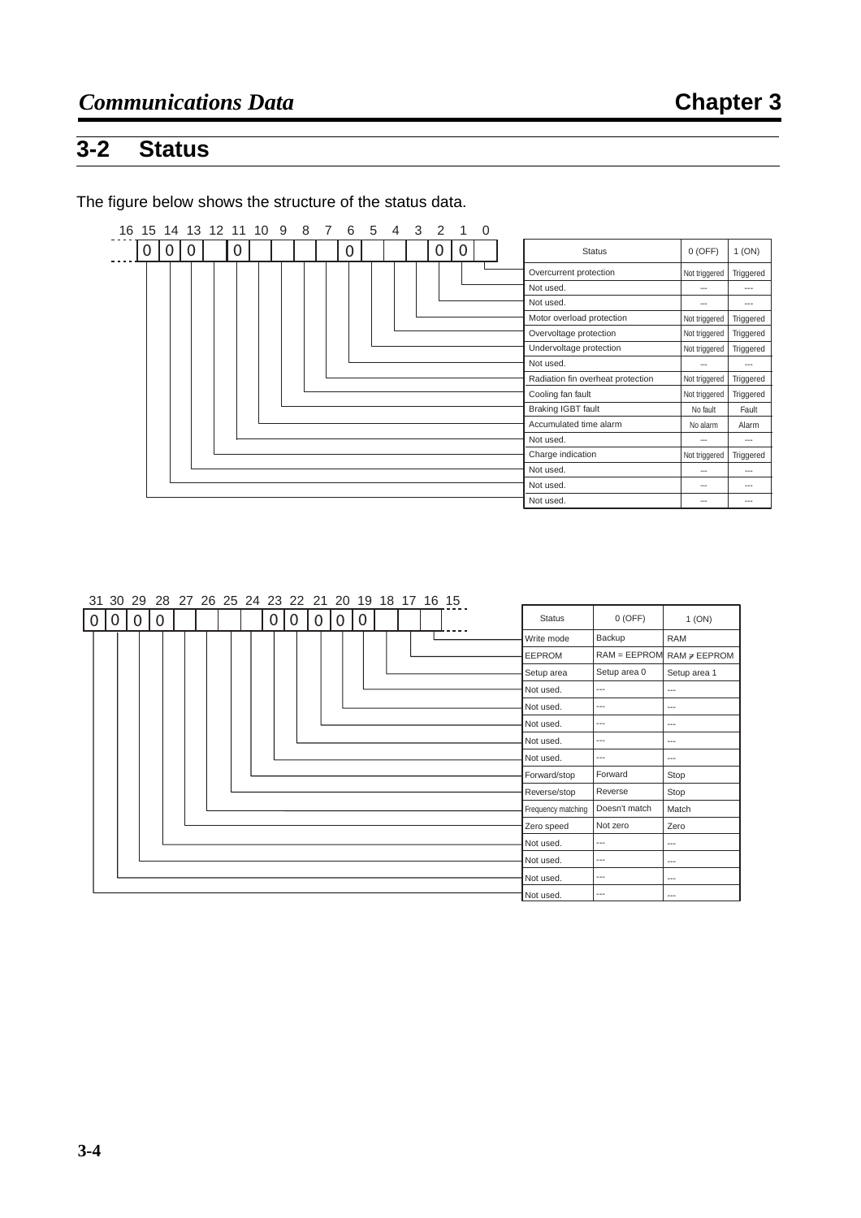## 3-2 Status

The figure below shows the structure of the status data.

| Bit | Status | 0 (OFF) | 1 (ON) |
|---|---|---|---|
| 0 | Overcurrent protection | Not triggered | Triggered |
| 1 | Not used. | --- | --- |
| 2 | Not used. | --- | --- |
| 3 | Motor overload protection | Not triggered | Triggered |
| 4 | Overvoltage protection | Not triggered | Triggered |
| 5 | Undervoltage protection | Not triggered | Triggered |
| 6 | Not used. | --- | --- |
| 7 | Radiation fin overheat protection | Not triggered | Triggered |
| 8 | Cooling fan fault | Not triggered | Triggered |
| 9 | Braking IGBT fault | No fault | Fault |
| 10 | Accumulated time alarm | No alarm | Alarm |
| 11 | Not used. | --- | --- |
| 12 | Charge indication | Not triggered | Triggered |
| 13 | Not used. | --- | --- |
| 14 | Not used. | --- | --- |
| 15 | Not used. | --- | --- |

| Bit | Status | 0 (OFF) | 1 (ON) |
|---|---|---|---|
| 16 | Write mode | Backup | RAM |
| 17 | EEPROM | RAM = EEPROM | RAM ≠ EEPROM |
| 18 | Setup area | Setup area 0 | Setup area 1 |
| 19 | Not used. | --- | --- |
| 20 | Not used. | --- | --- |
| 21 | Not used. | --- | --- |
| 22 | Not used. | --- | --- |
| 23 | Not used. | --- | --- |
| 24 | Forward/stop | Forward | Stop |
| 25 | Reverse/stop | Reverse | Stop |
| 26 | Frequency matching | Doesn't match | Match |
| 27 | Zero speed | Not zero | Zero |
| 28 | Not used. | --- | --- |
| 29 | Not used. | --- | --- |
| 30 | Not used. | --- | --- |
| 31 | Not used. | --- | --- |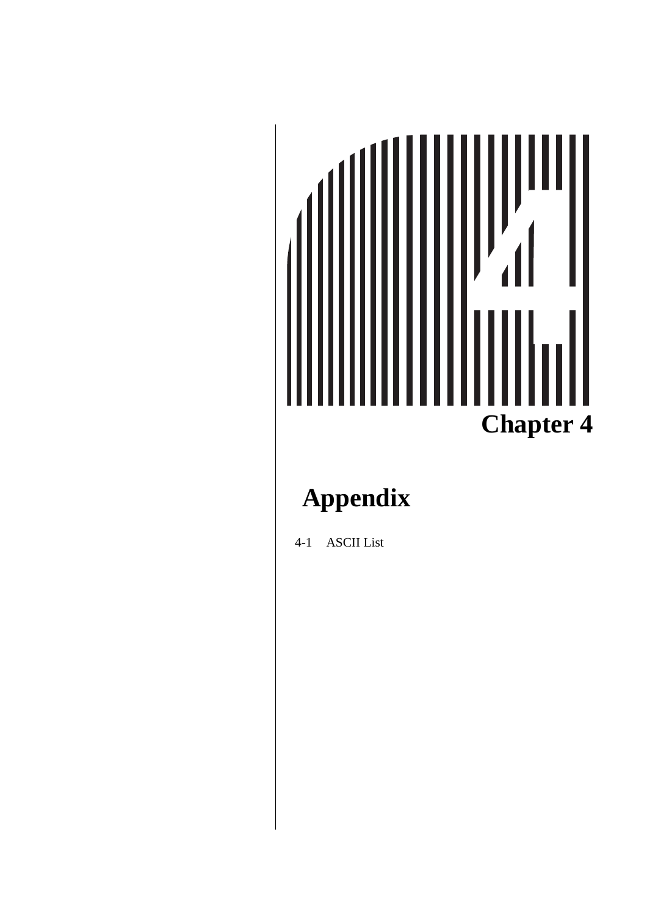# Chapter 4

## Appendix

4-1 ASCII List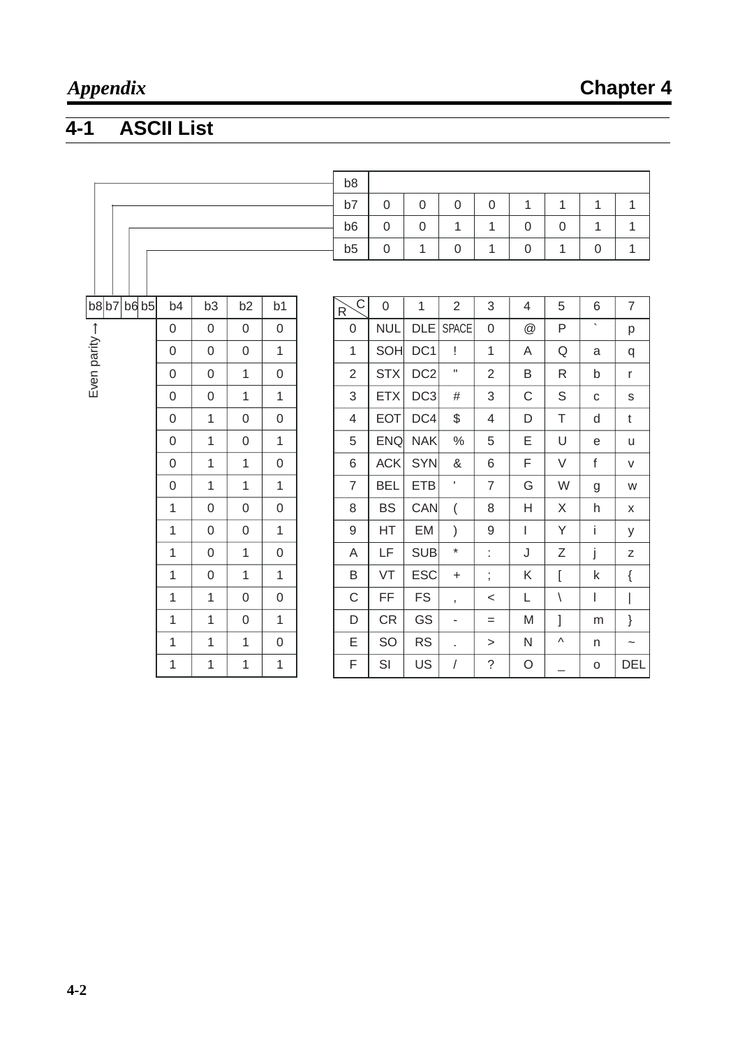# 4-1 ASCII List

| | | | | | | | | |
|---|---|---|---|---|---|---|---|---|
| b8 | | | | | | | | |
| b7 | 0 | 0 | 0 | 0 | 1 | 1 | 1 | 1 |
| b6 | 0 | 0 | 1 | 1 | 0 | 0 | 1 | 1 |
| b5 | 0 | 1 | 0 | 1 | 0 | 1 | 0 | 1 |

b8 b7 b6 b5: b8 = Even parity →

| b4 | b3 | b2 | b1 | R \ C | 0 | 1 | 2 | 3 | 4 | 5 | 6 | 7 |
|---|---|---|---|---|---|---|---|---|---|---|---|---|
| 0 | 0 | 0 | 0 | 0 | NUL | DLE | SPACE | 0 | @ | P | ` | p |
| 0 | 0 | 0 | 1 | 1 | SOH | DC1 | ! | 1 | A | Q | a | q |
| 0 | 0 | 1 | 0 | 2 | STX | DC2 | " | 2 | B | R | b | r |
| 0 | 0 | 1 | 1 | 3 | ETX | DC3 | # | 3 | C | S | c | s |
| 0 | 1 | 0 | 0 | 4 | EOT | DC4 | $ | 4 | D | T | d | t |
| 0 | 1 | 0 | 1 | 5 | ENQ | NAK | % | 5 | E | U | e | u |
| 0 | 1 | 1 | 0 | 6 | ACK | SYN | & | 6 | F | V | f | v |
| 0 | 1 | 1 | 1 | 7 | BEL | ETB | ' | 7 | G | W | g | w |
| 1 | 0 | 0 | 0 | 8 | BS | CAN | ( | 8 | H | X | h | x |
| 1 | 0 | 0 | 1 | 9 | HT | EM | ) | 9 | I | Y | i | y |
| 1 | 0 | 1 | 0 | A | LF | SUB | * | : | J | Z | j | z |
| 1 | 0 | 1 | 1 | B | VT | ESC | + | ; | K | [ | k | { |
| 1 | 1 | 0 | 0 | C | FF | FS | , | < | L | \ | l | \| |
| 1 | 1 | 0 | 1 | D | CR | GS | - | = | M | ] | m | } |
| 1 | 1 | 1 | 0 | E | SO | RS | . | > | N | ^ | n | ~ |
| 1 | 1 | 1 | 1 | F | SI | US | / | ? | O | _ | o | DEL |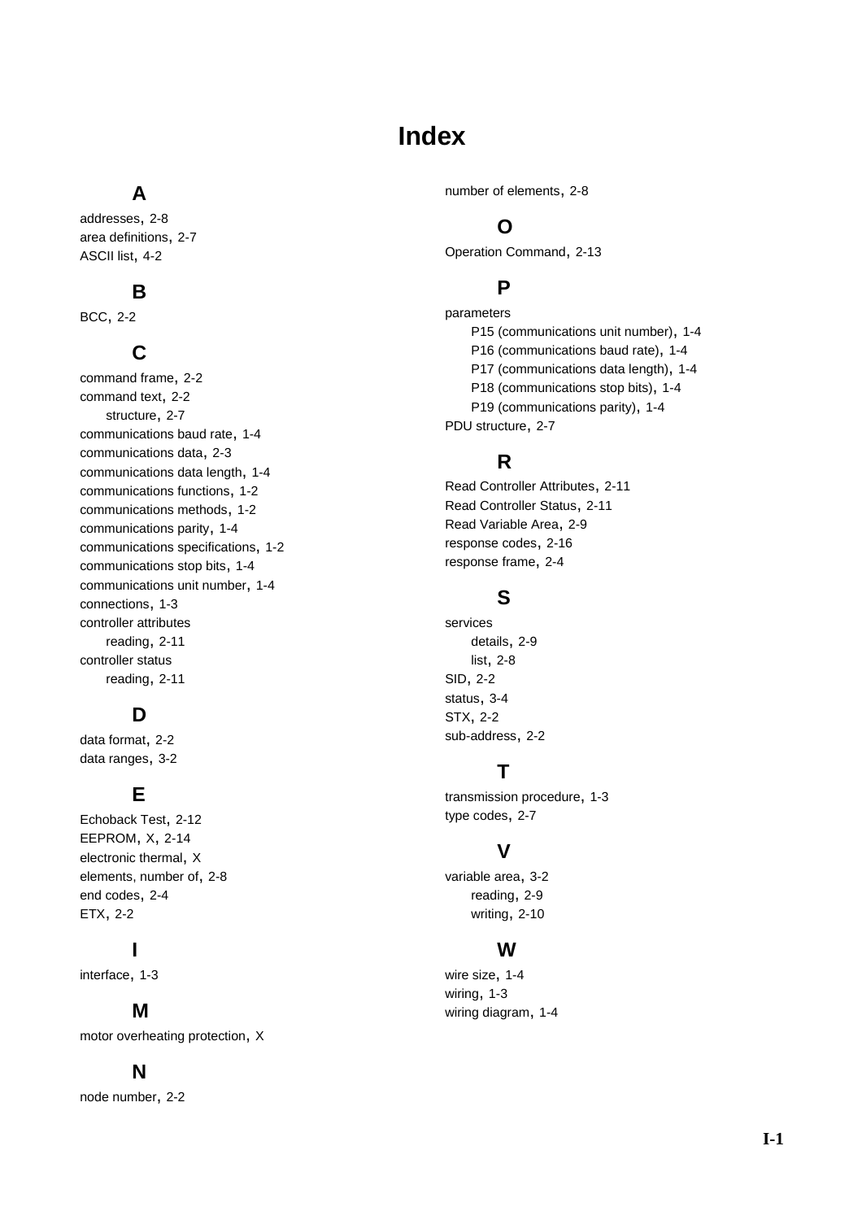# Index

## A

addresses, 2-8
area definitions, 2-7
ASCII list, 4-2

## B

BCC, 2-2

## C

command frame, 2-2
command text, 2-2
- structure, 2-7

communications baud rate, 1-4
communications data, 2-3
communications data length, 1-4
communications functions, 1-2
communications methods, 1-2
communications parity, 1-4
communications specifications, 1-2
communications stop bits, 1-4
communications unit number, 1-4
connections, 1-3
controller attributes
- reading, 2-11

controller status
- reading, 2-11

## D

data format, 2-2
data ranges, 3-2

## E

Echoback Test, 2-12
EEPROM, X, 2-14
electronic thermal, X
elements, number of, 2-8
end codes, 2-4
ETX, 2-2

## I

interface, 1-3

## M

motor overheating protection, X

## N

node number, 2-2
number of elements, 2-8

## O

Operation Command, 2-13

## P

parameters
- P15 (communications unit number), 1-4
- P16 (communications baud rate), 1-4
- P17 (communications data length), 1-4
- P18 (communications stop bits), 1-4
- P19 (communications parity), 1-4

PDU structure, 2-7

## R

Read Controller Attributes, 2-11
Read Controller Status, 2-11
Read Variable Area, 2-9
response codes, 2-16
response frame, 2-4

## S

services
- details, 2-9
- list, 2-8

SID, 2-2
status, 3-4
STX, 2-2
sub-address, 2-2

## T

transmission procedure, 1-3
type codes, 2-7

## V

variable area, 3-2
- reading, 2-9
- writing, 2-10

## W

wire size, 1-4
wiring, 1-3
wiring diagram, 1-4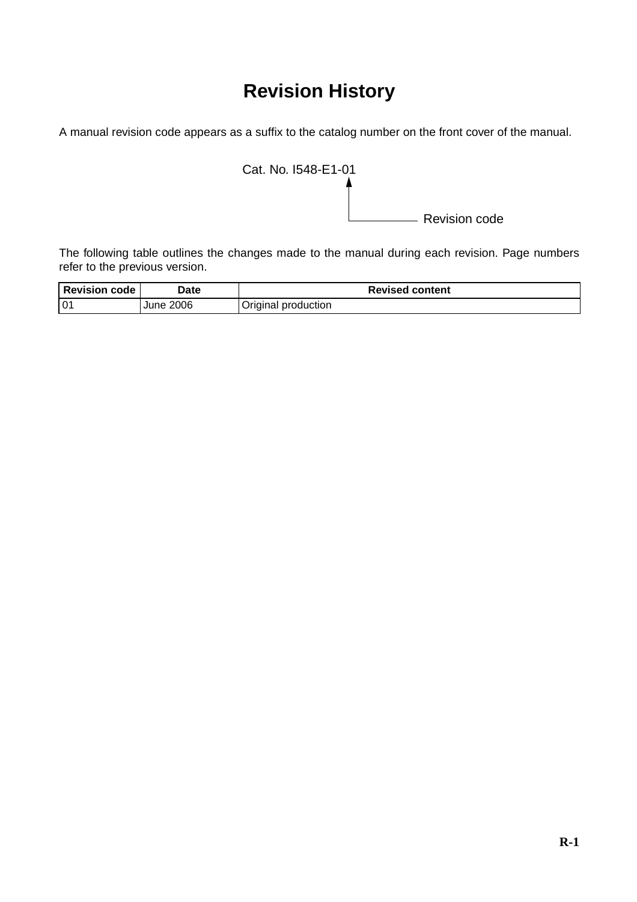# Revision History

A manual revision code appears as a suffix to the catalog number on the front cover of the manual.

Cat. No. I548-E1-01

Revision code

The following table outlines the changes made to the manual during each revision. Page numbers refer to the previous version.

| Revision code | Date | Revised content |
|---|---|---|
| 01 | June 2006 | Original production |